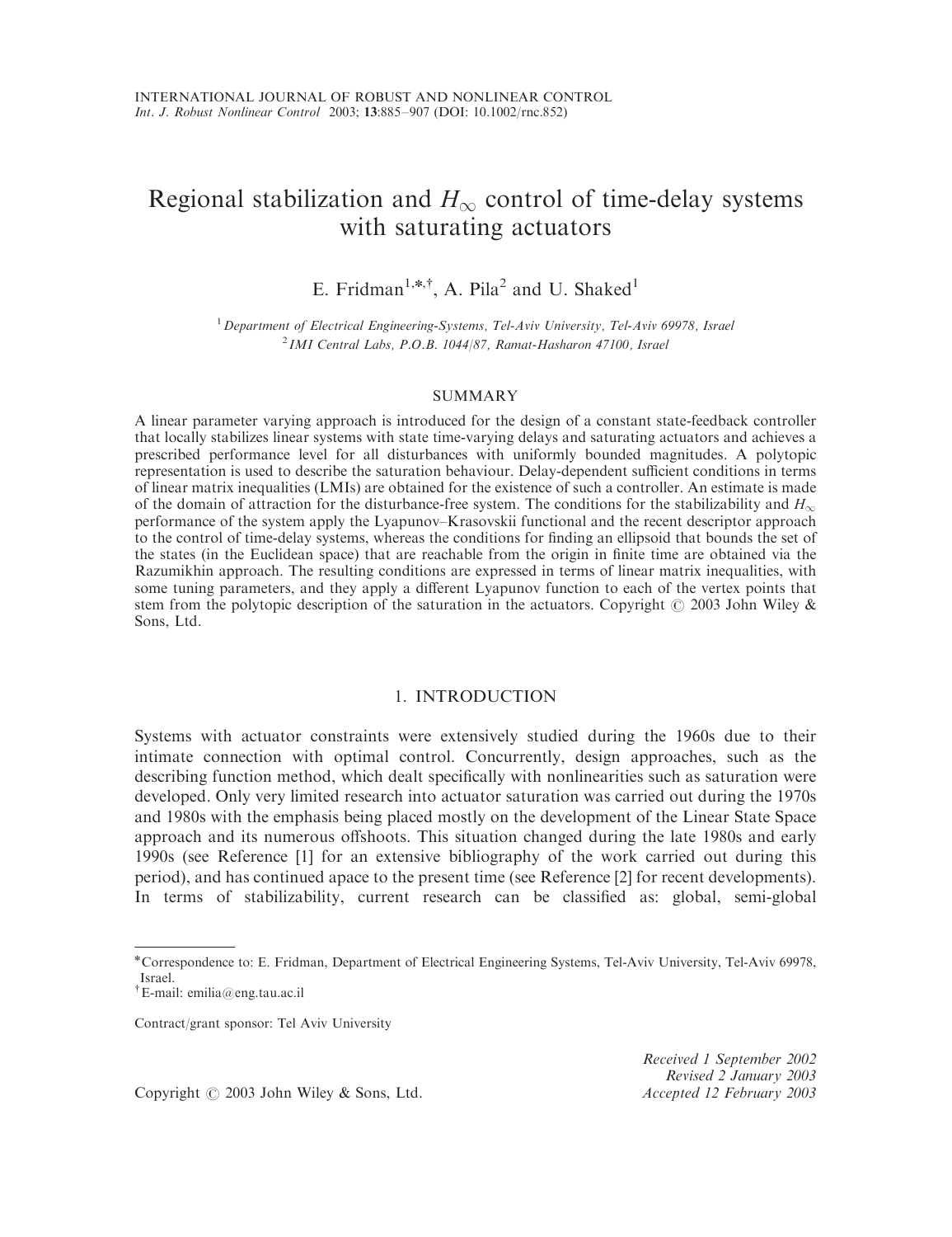# Regional stabilization and $H_\infty$ control of time-delay systems with saturating actuators

E. Fridman[1,*,†], A. Pila[2] and U. Shaked[1]

[1] *Department of Electrical Engineering-Systems, Tel-Aviv University, Tel-Aviv 69978, Israel*
[2] *IMI Central Labs, P.O.B. 1044/87, Ramat-Hasharon 47100, Israel*

## SUMMARY

A linear parameter varying approach is introduced for the design of a constant state-feedback controller that locally stabilizes linear systems with state time-varying delays and saturating actuators and achieves a prescribed performance level for all disturbances with uniformly bounded magnitudes. A polytopic representation is used to describe the saturation behaviour. Delay-dependent sufficient conditions in terms of linear matrix inequalities (LMIs) are obtained for the existence of such a controller. An estimate is made of the domain of attraction for the disturbance-free system. The conditions for the stabilizability and $H_\infty$ performance of the system apply the Lyapunov–Krasovskii functional and the recent descriptor approach to the control of time-delay systems, whereas the conditions for finding an ellipsoid that bounds the set of the states (in the Euclidean space) that are reachable from the origin in finite time are obtained via the Razumikhin approach. The resulting conditions are expressed in terms of linear matrix inequalities, with some tuning parameters, and they apply a different Lyapunov function to each of the vertex points that stem from the polytopic description of the saturation in the actuators. Copyright © 2003 John Wiley & Sons, Ltd.

## 1. INTRODUCTION

Systems with actuator constraints were extensively studied during the 1960s due to their intimate connection with optimal control. Concurrently, design approaches, such as the describing function method, which dealt specifically with nonlinearities such as saturation were developed. Only very limited research into actuator saturation was carried out during the 1970s and 1980s with the emphasis being placed mostly on the development of the Linear State Space approach and its numerous offshoots. This situation changed during the late 1980s and early 1990s (see Reference [1] for an extensive bibliography of the work carried out during this period), and has continued apace to the present time (see Reference [2] for recent developments). In terms of stabilizability, current research can be classified as: global, semi-global

---

*Correspondence to: E. Fridman, Department of Electrical Engineering Systems, Tel-Aviv University, Tel-Aviv 69978, Israel.
†E-mail: emilia@eng.tau.ac.il

Contract/grant sponsor: Tel Aviv University

Copyright © 2003 John Wiley & Sons, Ltd.

*Received 1 September 2002*
*Revised 2 January 2003*
*Accepted 12 February 2003*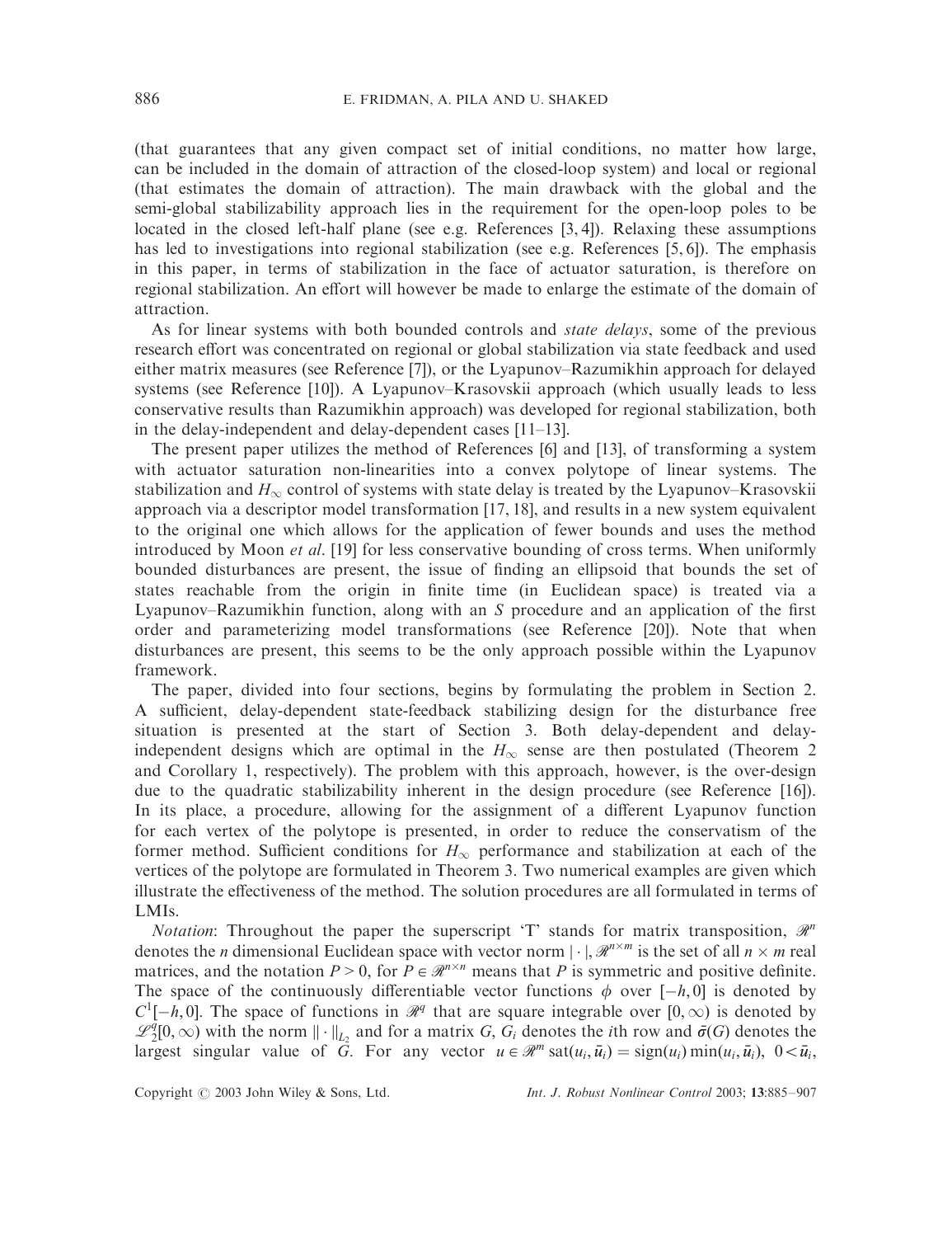(that guarantees that any given compact set of initial conditions, no matter how large, can be included in the domain of attraction of the closed-loop system) and local or regional (that estimates the domain of attraction). The main drawback with the global and the semi-global stabilizability approach lies in the requirement for the open-loop poles to be located in the closed left-half plane (see e.g. References [3, 4]). Relaxing these assumptions has led to investigations into regional stabilization (see e.g. References [5, 6]). The emphasis in this paper, in terms of stabilization in the face of actuator saturation, is therefore on regional stabilization. An effort will however be made to enlarge the estimate of the domain of attraction.

As for linear systems with both bounded controls and *state delays*, some of the previous research effort was concentrated on regional or global stabilization via state feedback and used either matrix measures (see Reference [7]), or the Lyapunov–Razumikhin approach for delayed systems (see Reference [10]). A Lyapunov–Krasovskii approach (which usually leads to less conservative results than Razumikhin approach) was developed for regional stabilization, both in the delay-independent and delay-dependent cases [11–13].

The present paper utilizes the method of References [6] and [13], of transforming a system with actuator saturation non-linearities into a convex polytope of linear systems. The stabilization and $H_\infty$ control of systems with state delay is treated by the Lyapunov–Krasovskii approach via a descriptor model transformation [17, 18], and results in a new system equivalent to the original one which allows for the application of fewer bounds and uses the method introduced by Moon *et al.* [19] for less conservative bounding of cross terms. When uniformly bounded disturbances are present, the issue of finding an ellipsoid that bounds the set of states reachable from the origin in finite time (in Euclidean space) is treated via a Lyapunov–Razumikhin function, along with an $S$ procedure and an application of the first order and parameterizing model transformations (see Reference [20]). Note that when disturbances are present, this seems to be the only approach possible within the Lyapunov framework.

The paper, divided into four sections, begins by formulating the problem in Section 2. A sufficient, delay-dependent state-feedback stabilizing design for the disturbance free situation is presented at the start of Section 3. Both delay-dependent and delay-independent designs which are optimal in the $H_\infty$ sense are then postulated (Theorem 2 and Corollary 1, respectively). The problem with this approach, however, is the over-design due to the quadratic stabilizability inherent in the design procedure (see Reference [16]). In its place, a procedure, allowing for the assignment of a different Lyapunov function for each vertex of the polytope is presented, in order to reduce the conservatism of the former method. Sufficient conditions for $H_\infty$ performance and stabilization at each of the vertices of the polytope are formulated in Theorem 3. Two numerical examples are given which illustrate the effectiveness of the method. The solution procedures are all formulated in terms of LMIs.

*Notation*: Throughout the paper the superscript 'T' stands for matrix transposition, $\mathscr{R}^n$ denotes the $n$ dimensional Euclidean space with vector norm $|\cdot|$, $\mathscr{R}^{n\times m}$ is the set of all $n \times m$ real matrices, and the notation $P > 0$, for $P \in \mathscr{R}^{n\times n}$ means that $P$ is symmetric and positive definite. The space of the continuously differentiable vector functions $\phi$ over $[-h, 0]$ is denoted by $C^1[-h, 0]$. The space of functions in $\mathscr{R}^q$ that are square integrable over $[0, \infty)$ is denoted by $\mathscr{L}_2^q[0, \infty)$ with the norm $\|\cdot\|_{L_2}$ and for a matrix $G$, $G_i$ denotes the $i$th row and $\bar{\sigma}(G)$ denotes the largest singular value of $G$. For any vector $u \in \mathscr{R}^m$ $\mathrm{sat}(u_i, \bar{u}_i) = \mathrm{sign}(u_i)\min(u_i, \bar{u}_i)$, $0 < \bar{u}_i$,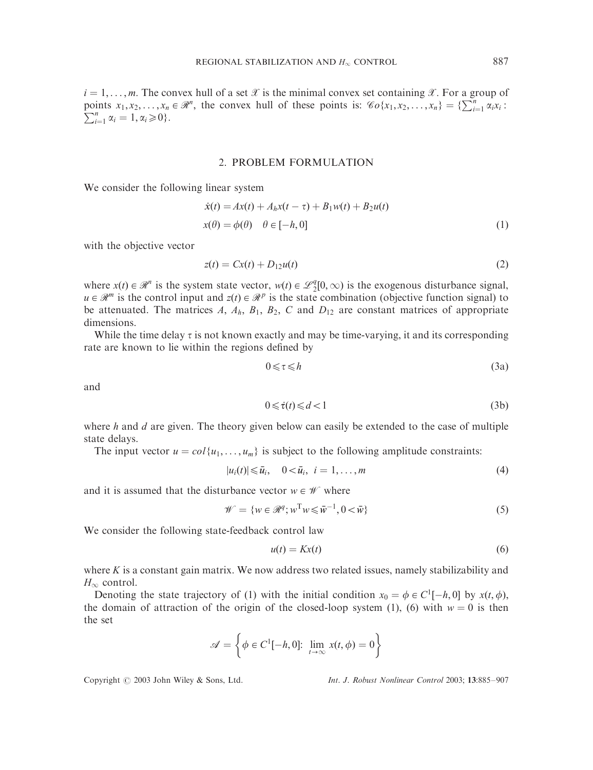$i = 1, \ldots, m$. The convex hull of a set $\mathscr{X}$ is the minimal convex set containing $\mathscr{X}$. For a group of points $x_1, x_2, \ldots, x_n \in \mathscr{R}^n$, the convex hull of these points is: $\mathscr{C}o\{x_1, x_2, \ldots, x_n\} = \{\sum_{i=1}^n \alpha_i x_i : \sum_{i=1}^n \alpha_i = 1, \alpha_i \geqslant 0\}$.

## 2. PROBLEM FORMULATION

We consider the following linear system

$$
\begin{aligned}
\dot{x}(t) &= Ax(t) + A_h x(t-\tau) + B_1 w(t) + B_2 u(t) \\
x(\theta) &= \phi(\theta) \quad \theta \in [-h, 0]
\end{aligned}
\tag{1}
$$

with the objective vector

$$
z(t) = Cx(t) + D_{12}u(t) \tag{2}
$$

where $x(t) \in \mathscr{R}^n$ is the system state vector, $w(t) \in \mathscr{L}_2^q[0, \infty)$ is the exogenous disturbance signal, $u \in \mathscr{R}^m$ is the control input and $z(t) \in \mathscr{R}^p$ is the state combination (objective function signal) to be attenuated. The matrices $A$, $A_h$, $B_1$, $B_2$, $C$ and $D_{12}$ are constant matrices of appropriate dimensions.

While the time delay $\tau$ is not known exactly and may be time-varying, it and its corresponding rate are known to lie within the regions defined by

$$
0 \leqslant \tau \leqslant h \tag{3a}
$$

and

$$
0 \leqslant \dot{\tau}(t) \leqslant d < 1 \tag{3b}
$$

where $h$ and $d$ are given. The theory given below can easily be extended to the case of multiple state delays.

The input vector $u = col\{u_1, \ldots, u_m\}$ is subject to the following amplitude constraints:

$$
|u_i(t)| \leqslant \bar{u}_i, \quad 0 < \bar{u}_i, \; i = 1, \ldots, m \tag{4}
$$

and it is assumed that the disturbance vector $w \in \mathscr{W}$ where

$$
\mathscr{W} = \{w \in \mathscr{R}^q; w^{\mathrm{T}} w \leqslant \bar{w}^{-1}, 0 < \bar{w}\} \tag{5}
$$

We consider the following state-feedback control law

$$
u(t) = Kx(t) \tag{6}
$$

where $K$ is a constant gain matrix. We now address two related issues, namely stabilizability and $H_\infty$ control.

Denoting the state trajectory of (1) with the initial condition $x_0 = \phi \in C^1[-h, 0]$ by $x(t, \phi)$, the domain of attraction of the origin of the closed-loop system (1), (6) with $w = 0$ is then the set

$$
\mathscr{A} = \left\{ \phi \in C^1[-h, 0]: \; \lim_{t \to \infty} x(t, \phi) = 0 \right\}
$$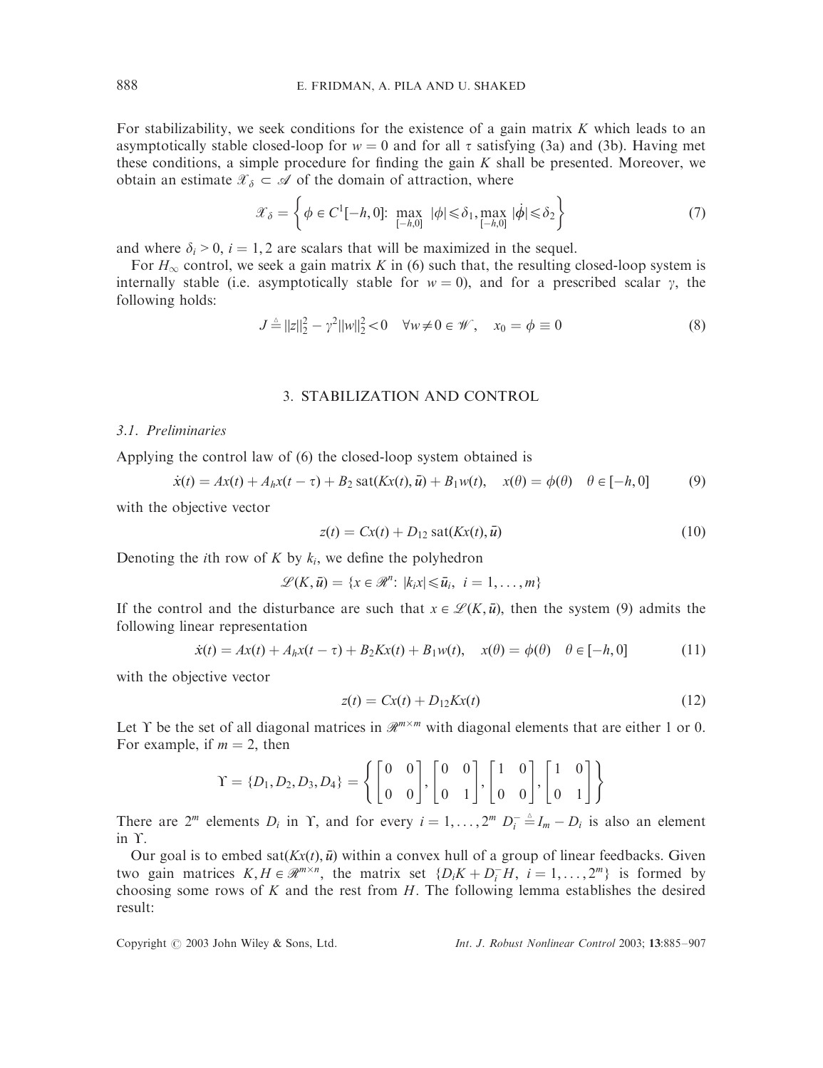For stabilizability, we seek conditions for the existence of a gain matrix $K$ which leads to an asymptotically stable closed-loop for $w = 0$ and for all $\tau$ satisfying (3a) and (3b). Having met these conditions, a simple procedure for finding the gain $K$ shall be presented. Moreover, we obtain an estimate $\mathscr{X}_\delta \subset \mathscr{A}$ of the domain of attraction, where

$$\mathscr{X}_\delta = \left\{ \phi \in C^1[-h, 0]\colon\ \max_{[-h,0]} |\phi| \leqslant \delta_1, \max_{[-h,0]} |\dot{\phi}| \leqslant \delta_2 \right\} \tag{7}$$

and where $\delta_i > 0$, $i = 1, 2$ are scalars that will be maximized in the sequel.

For $H_\infty$ control, we seek a gain matrix $K$ in (6) such that, the resulting closed-loop system is internally stable (i.e. asymptotically stable for $w = 0$), and for a prescribed scalar $\gamma$, the following holds:

$$J \triangleq \|z\|_2^2 - \gamma^2 \|w\|_2^2 < 0 \quad \forall w \neq 0 \in \mathscr{W}, \quad x_0 = \phi \equiv 0 \tag{8}$$

## 3. STABILIZATION AND CONTROL

### 3.1. Preliminaries

Applying the control law of (6) the closed-loop system obtained is

$$\dot{x}(t) = Ax(t) + A_h x(t - \tau) + B_2 \operatorname{sat}(Kx(t), \bar{u}) + B_1 w(t), \quad x(\theta) = \phi(\theta) \quad \theta \in [-h, 0] \tag{9}$$

with the objective vector

$$z(t) = Cx(t) + D_{12} \operatorname{sat}(Kx(t), \bar{u}) \tag{10}$$

Denoting the $i$th row of $K$ by $k_i$, we define the polyhedron

$$\mathscr{L}(K, \bar{u}) = \{x \in \mathscr{R}^n\colon\ |k_i x| \leqslant \bar{u}_i,\ i = 1, \ldots, m\}$$

If the control and the disturbance are such that $x \in \mathscr{L}(K, \bar{u})$, then the system (9) admits the following linear representation

$$\dot{x}(t) = Ax(t) + A_h x(t - \tau) + B_2 Kx(t) + B_1 w(t), \quad x(\theta) = \phi(\theta) \quad \theta \in [-h, 0] \tag{11}$$

with the objective vector

$$z(t) = Cx(t) + D_{12} Kx(t) \tag{12}$$

Let $\Upsilon$ be the set of all diagonal matrices in $\mathscr{R}^{m \times m}$ with diagonal elements that are either 1 or 0. For example, if $m = 2$, then

$$\Upsilon = \{D_1, D_2, D_3, D_4\} = \left\{ \begin{bmatrix} 0 & 0 \\ 0 & 0 \end{bmatrix}, \begin{bmatrix} 0 & 0 \\ 0 & 1 \end{bmatrix}, \begin{bmatrix} 1 & 0 \\ 0 & 0 \end{bmatrix}, \begin{bmatrix} 1 & 0 \\ 0 & 1 \end{bmatrix} \right\}$$

There are $2^m$ elements $D_i$ in $\Upsilon$, and for every $i = 1, \ldots, 2^m$ $D_i^- \triangleq I_m - D_i$ is also an element in $\Upsilon$.

Our goal is to embed $\operatorname{sat}(Kx(t), \bar{u})$ within a convex hull of a group of linear feedbacks. Given two gain matrices $K, H \in \mathscr{R}^{m \times n}$, the matrix set $\{D_i K + D_i^- H,\ i = 1, \ldots, 2^m\}$ is formed by choosing some rows of $K$ and the rest from $H$. The following lemma establishes the desired result: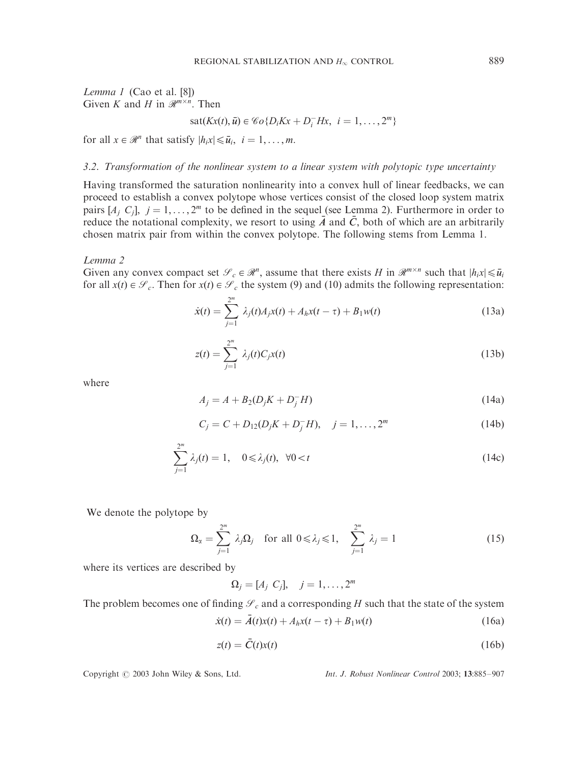*Lemma 1* (Cao et al. [8])
Given $K$ and $H$ in $\mathscr{R}^{m\times n}$. Then

$$\text{sat}(Kx(t), \bar{u}) \in \mathscr{C}o\{D_i Kx + D_i^- Hx,\ i = 1, \ldots, 2^m\}$$

for all $x \in \mathscr{R}^n$ that satisfy $|h_i x| \leqslant \bar{u}_i,\ i = 1, \ldots, m$.

### 3.2. Transformation of the nonlinear system to a linear system with polytopic type uncertainty

Having transformed the saturation nonlinearity into a convex hull of linear feedbacks, we can proceed to establish a convex polytope whose vertices consist of the closed loop system matrix pairs $[A_j\ C_j],\ j = 1, \ldots, 2^m$ to be defined in the sequel (see Lemma 2). Furthermore in order to reduce the notational complexity, we resort to using $\bar{A}$ and $\bar{C}$, both of which are an arbitrarily chosen matrix pair from within the convex polytope. The following stems from Lemma 1.

*Lemma 2*
Given any convex compact set $\mathscr{S}_c \in \mathscr{R}^n$, assume that there exists $H$ in $\mathscr{R}^{m\times n}$ such that $|h_i x| \leqslant \bar{u}_i$ for all $x(t) \in \mathscr{S}_c$. Then for $x(t) \in \mathscr{S}_c$ the system (9) and (10) admits the following representation:

$$\dot{x}(t) = \sum_{j=1}^{2^m} \lambda_j(t) A_j x(t) + A_h x(t-\tau) + B_1 w(t) \tag{13a}$$

$$z(t) = \sum_{j=1}^{2^m} \lambda_j(t) C_j x(t) \tag{13b}$$

where

$$A_j = A + B_2(D_j K + D_j^- H) \tag{14a}$$

$$C_j = C + D_{12}(D_j K + D_j^- H), \quad j = 1, \ldots, 2^m \tag{14b}$$

$$\sum_{j=1}^{2^m} \lambda_j(t) = 1, \quad 0 \leqslant \lambda_j(t),\ \ \forall 0 < t \tag{14c}$$

We denote the polytope by

$$\Omega_\alpha = \sum_{j=1}^{2^m} \lambda_j \Omega_j \quad \text{for all } 0 \leqslant \lambda_j \leqslant 1, \quad \sum_{j=1}^{2^m} \lambda_j = 1 \tag{15}$$

where its vertices are described by

$$\Omega_j = [A_j\ C_j], \quad j = 1, \ldots, 2^m$$

The problem becomes one of finding $\mathscr{S}_c$ and a corresponding $H$ such that the state of the system

$$\dot{x}(t) = \bar{A}(t)x(t) + A_h x(t-\tau) + B_1 w(t) \tag{16a}$$

$$z(t) = \bar{C}(t)x(t) \tag{16b}$$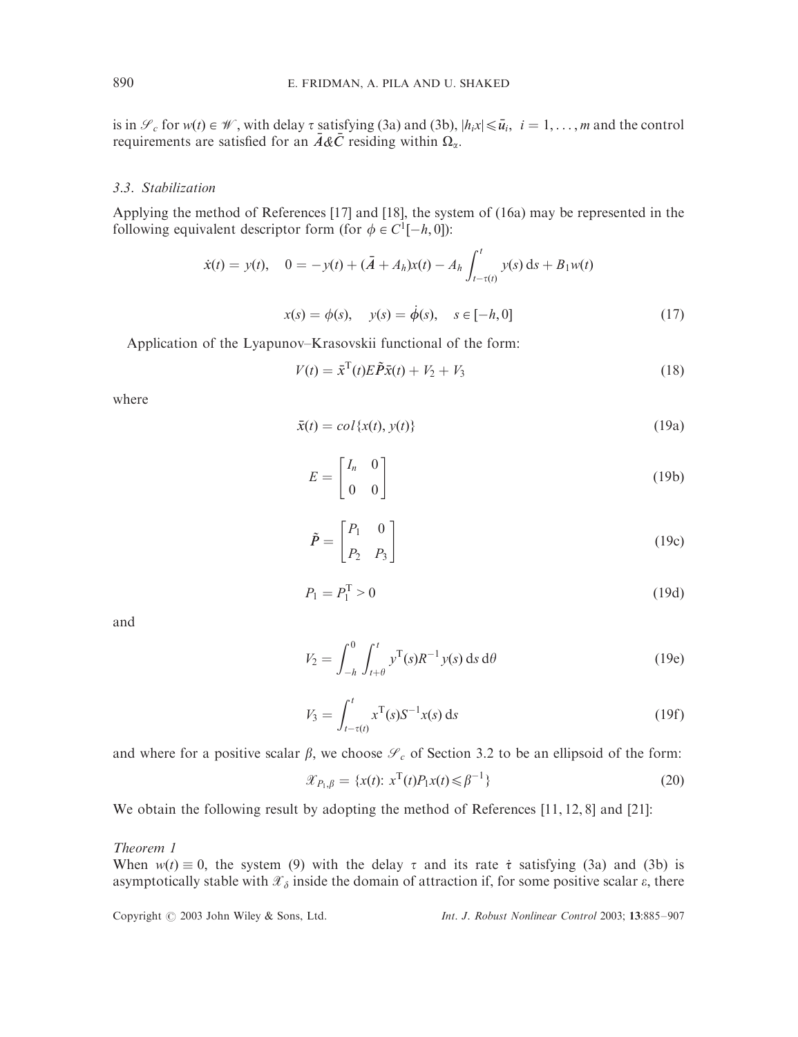is in $\mathscr{S}_c$ for $w(t) \in \mathscr{W}$, with delay $\tau$ satisfying (3a) and (3b), $|h_i x| \leqslant \bar{u}_i, \; i = 1, \ldots, m$ and the control requirements are satisfied for an $\bar{A}\&\bar{C}$ residing within $\Omega_\alpha$.

### 3.3. Stabilization

Applying the method of References [17] and [18], the system of (16a) may be represented in the following equivalent descriptor form (for $\phi \in C^1[-h, 0]$):

$$\dot{x}(t) = y(t), \quad 0 = -y(t) + (\bar{A} + A_h)x(t) - A_h \int_{t-\tau(t)}^{t} y(s)\,\mathrm{d}s + B_1 w(t)$$

$$x(s) = \phi(s), \quad y(s) = \dot{\phi}(s), \quad s \in [-h, 0] \tag{17}$$

Application of the Lyapunov–Krasovskii functional of the form:

$$V(t) = \bar{x}^{\mathrm{T}}(t) E \tilde{P} \bar{x}(t) + V_2 + V_3 \tag{18}$$

where

$$\bar{x}(t) = col\{x(t), y(t)\} \tag{19a}$$

$$E = \begin{bmatrix} I_n & 0 \\ 0 & 0 \end{bmatrix} \tag{19b}$$

$$\tilde{P} = \begin{bmatrix} P_1 & 0 \\ P_2 & P_3 \end{bmatrix} \tag{19c}$$

$$P_1 = P_1^{\mathrm{T}} > 0 \tag{19d}$$

and

$$V_2 = \int_{-h}^{0} \int_{t+\theta}^{t} y^{\mathrm{T}}(s) R^{-1} y(s)\,\mathrm{d}s\,\mathrm{d}\theta \tag{19e}$$

$$V_3 = \int_{t-\tau(t)}^{t} x^{\mathrm{T}}(s) S^{-1} x(s)\,\mathrm{d}s \tag{19f}$$

and where for a positive scalar $\beta$, we choose $\mathscr{S}_c$ of Section 3.2 to be an ellipsoid of the form:

$$\mathscr{X}_{P_1,\beta} = \{x(t) \colon x^{\mathrm{T}}(t) P_1 x(t) \leqslant \beta^{-1}\} \tag{20}$$

We obtain the following result by adopting the method of References [11, 12, 8] and [21]:

*Theorem 1*

When $w(t) \equiv 0$, the system (9) with the delay $\tau$ and its rate $\dot{\tau}$ satisfying (3a) and (3b) is asymptotically stable with $\mathscr{X}_\delta$ inside the domain of attraction if, for some positive scalar $\varepsilon$, there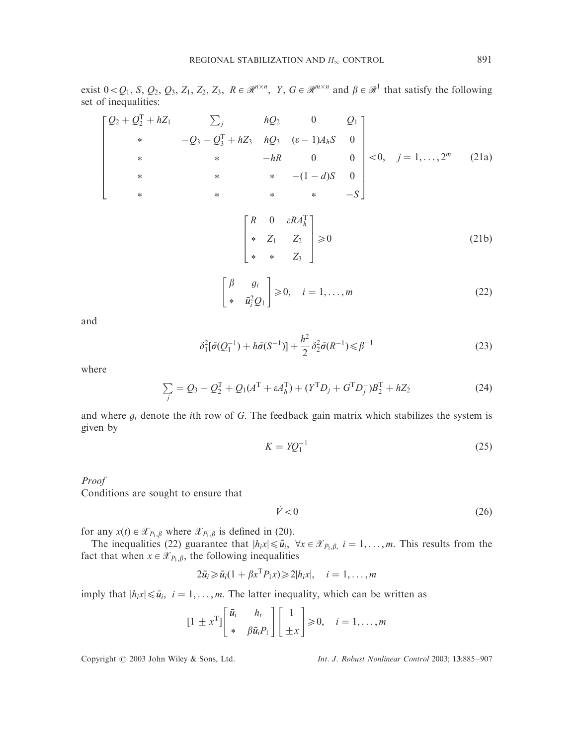exist $0 < Q_1, S, Q_2, Q_3, Z_1, Z_2, Z_3, R \in \mathcal{R}^{n\times n}$, $Y, G \in \mathcal{R}^{m\times n}$ and $\beta \in \mathcal{R}^1$ that satisfy the following set of inequalities:

$$
\begin{bmatrix}
Q_2 + Q_2^{\mathrm{T}} + hZ_1 & \sum_j & hQ_2 & 0 & Q_1 \\
* & -Q_3 - Q_3^{\mathrm{T}} + hZ_3 & hQ_3 & (\varepsilon - 1)A_h S & 0 \\
* & * & -hR & 0 & 0 \\
* & * & * & -(1-d)S & 0 \\
* & * & * & * & -S
\end{bmatrix} < 0, \quad j = 1, \ldots, 2^m \tag{21a}
$$

$$
\begin{bmatrix}
R & 0 & \varepsilon R A_h^{\mathrm{T}} \\
* & Z_1 & Z_2 \\
* & * & Z_3
\end{bmatrix} \geqslant 0 \tag{21b}
$$

$$
\begin{bmatrix}
\beta & g_i \\
* & \bar{u}_i^2 Q_1
\end{bmatrix} \geqslant 0, \quad i = 1, \ldots, m \tag{22}
$$

and

$$
\delta_1^2[\bar{\sigma}(Q_1^{-1}) + h\bar{\sigma}(S^{-1})] + \frac{h^2}{2}\delta_2^2\bar{\sigma}(R^{-1}) \leqslant \beta^{-1} \tag{23}
$$

where

$$
\sum_j = Q_3 - Q_2^{\mathrm{T}} + Q_1(A^{\mathrm{T}} + \varepsilon A_h^{\mathrm{T}}) + (Y^{\mathrm{T}} D_j + G^{\mathrm{T}} D_j^{-})B_2^{\mathrm{T}} + hZ_2 \tag{24}
$$

and where $g_i$ denote the $i$th row of $G$. The feedback gain matrix which stabilizes the system is given by

$$
K = YQ_1^{-1} \tag{25}
$$

*Proof*

Conditions are sought to ensure that

$$
\dot{V} < 0 \tag{26}
$$

for any $x(t) \in \mathcal{X}_{P_1,\beta}$ where $\mathcal{X}_{P_1,\beta}$ is defined in (20).

The inequalities (22) guarantee that $|h_i x| \leqslant \bar{u}_i$, $\forall x \in \mathcal{X}_{P_1,\beta}$, $i = 1, \ldots, m$. This results from the fact that when $x \in \mathcal{X}_{P_1,\beta}$, the following inequalities

$$
2\bar{u}_i \geqslant \bar{u}_i(1 + \beta x^{\mathrm{T}} P_1 x) \geqslant 2|h_i x|, \quad i = 1, \ldots, m
$$

imply that $|h_i x| \leqslant \bar{u}_i$, $i = 1, \ldots, m$. The latter inequality, which can be written as

$$
[1 \pm x^{\mathrm{T}}]
\begin{bmatrix}
\bar{u}_i & h_i \\
* & \beta \bar{u}_i P_1
\end{bmatrix}
\begin{bmatrix}
1 \\
\pm x
\end{bmatrix} \geqslant 0, \quad i = 1, \ldots, m
$$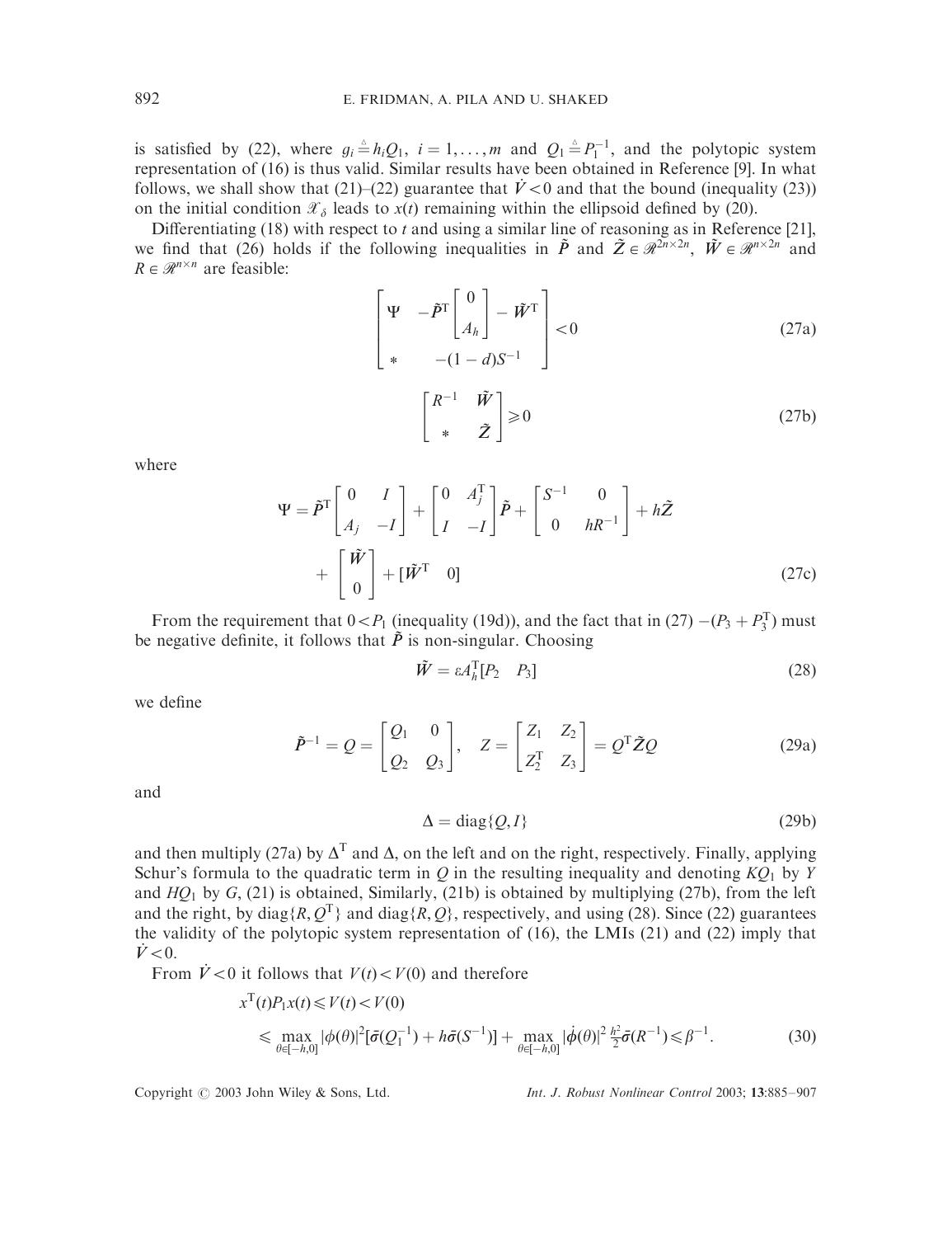is satisfied by (22), where $g_i \triangleq h_i Q_1$, $i = 1, \ldots, m$ and $Q_1 \triangleq P_1^{-1}$, and the polytopic system representation of (16) is thus valid. Similar results have been obtained in Reference [9]. In what follows, we shall show that (21)–(22) guarantee that $\dot{V} < 0$ and that the bound (inequality (23)) on the initial condition $\mathscr{X}_\delta$ leads to $x(t)$ remaining within the ellipsoid defined by (20).

Differentiating (18) with respect to $t$ and using a similar line of reasoning as in Reference [21], we find that (26) holds if the following inequalities in $\tilde{P}$ and $\tilde{Z} \in \mathscr{R}^{2n \times 2n}$, $\tilde{W} \in \mathscr{R}^{n \times 2n}$ and $R \in \mathscr{R}^{n \times n}$ are feasible:

$$\begin{bmatrix} \Psi & -\tilde{P}^{\mathrm{T}} \begin{bmatrix} 0 \\ A_h \end{bmatrix} - \tilde{W}^{\mathrm{T}} \\ * & -(1-d)S^{-1} \end{bmatrix} < 0 \tag{27a}$$

$$\begin{bmatrix} R^{-1} & \tilde{W} \\ * & \tilde{Z} \end{bmatrix} \geqslant 0 \tag{27b}$$

where

$$\Psi = \tilde{P}^{\mathrm{T}} \begin{bmatrix} 0 & I \\ A_j & -I \end{bmatrix} + \begin{bmatrix} 0 & A_j^{\mathrm{T}} \\ I & -I \end{bmatrix} \tilde{P} + \begin{bmatrix} S^{-1} & 0 \\ 0 & hR^{-1} \end{bmatrix} + h\tilde{Z} + \begin{bmatrix} \tilde{W} \\ 0 \end{bmatrix} + [\tilde{W}^{\mathrm{T}} \quad 0] \tag{27c}$$

From the requirement that $0 < P_1$ (inequality (19d)), and the fact that in (27) $-(P_3 + P_3^{\mathrm{T}})$ must be negative definite, it follows that $\tilde{P}$ is non-singular. Choosing

$$\tilde{W} = \varepsilon A_h^{\mathrm{T}} [P_2 \quad P_3] \tag{28}$$

we define

$$\tilde{P}^{-1} = Q = \begin{bmatrix} Q_1 & 0 \\ Q_2 & Q_3 \end{bmatrix}, \quad Z = \begin{bmatrix} Z_1 & Z_2 \\ Z_2^{\mathrm{T}} & Z_3 \end{bmatrix} = Q^{\mathrm{T}} \tilde{Z} Q \tag{29a}$$

and

$$\Delta = \mathrm{diag}\{Q, I\} \tag{29b}$$

and then multiply (27a) by $\Delta^{\mathrm{T}}$ and $\Delta$, on the left and on the right, respectively. Finally, applying Schur's formula to the quadratic term in $Q$ in the resulting inequality and denoting $KQ_1$ by $Y$ and $HQ_1$ by $G$, (21) is obtained, Similarly, (21b) is obtained by multiplying (27b), from the left and the right, by $\mathrm{diag}\{R, Q^{\mathrm{T}}\}$ and $\mathrm{diag}\{R, Q\}$, respectively, and using (28). Since (22) guarantees the validity of the polytopic system representation of (16), the LMIs (21) and (22) imply that $\dot{V} < 0$.

From $\dot{V} < 0$ it follows that $V(t) < V(0)$ and therefore

$$\begin{aligned} x^{\mathrm{T}}(t) P_1 x(t) &\leqslant V(t) < V(0) \\ &\leqslant \max_{\theta \in [-h,0]} |\phi(\theta)|^2 [\bar{\sigma}(Q_1^{-1}) + h\bar{\sigma}(S^{-1})] + \max_{\theta \in [-h,0]} |\dot{\phi}(\theta)|^2 \frac{h^2}{2} \bar{\sigma}(R^{-1}) \leqslant \beta^{-1}. \end{aligned} \tag{30}$$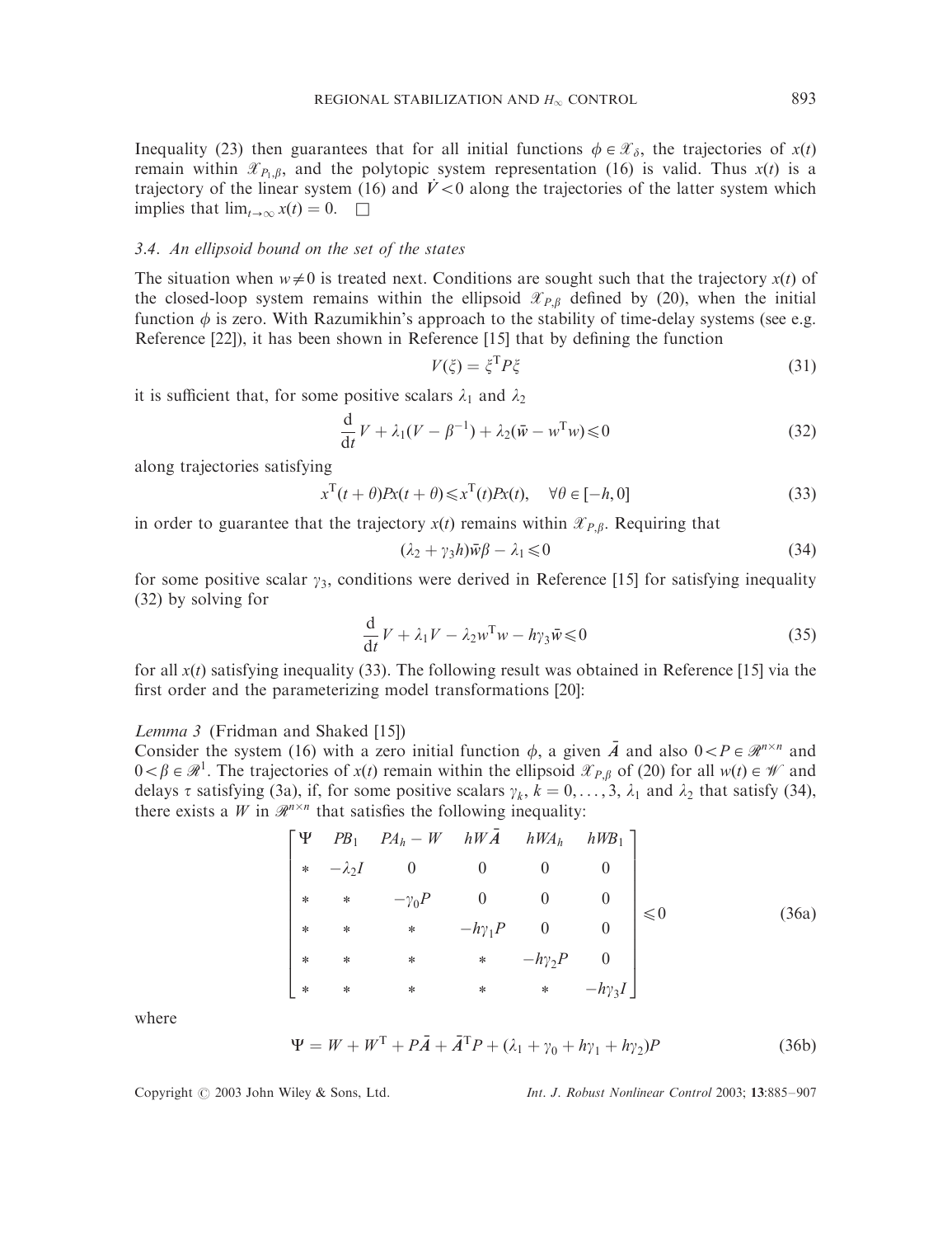Inequality (23) then guarantees that for all initial functions $\phi \in \mathscr{X}_\delta$, the trajectories of $x(t)$ remain within $\mathscr{X}_{P_1,\beta}$, and the polytopic system representation (16) is valid. Thus $x(t)$ is a trajectory of the linear system (16) and $\dot{V} < 0$ along the trajectories of the latter system which implies that $\lim_{t\to\infty} x(t) = 0$. $\square$

### 3.4. An ellipsoid bound on the set of the states

The situation when $w \neq 0$ is treated next. Conditions are sought such that the trajectory $x(t)$ of the closed-loop system remains within the ellipsoid $\mathscr{X}_{P,\beta}$ defined by (20), when the initial function $\phi$ is zero. With Razumikhin's approach to the stability of time-delay systems (see e.g. Reference [22]), it has been shown in Reference [15] that by defining the function

$$V(\xi) = \xi^{\mathrm{T}} P \xi \tag{31}$$

it is sufficient that, for some positive scalars $\lambda_1$ and $\lambda_2$

$$\frac{\mathrm{d}}{\mathrm{d}t} V + \lambda_1 (V - \beta^{-1}) + \lambda_2 (\bar{w} - w^{\mathrm{T}} w) \leqslant 0 \tag{32}$$

along trajectories satisfying

$$x^{\mathrm{T}}(t+\theta) P x(t+\theta) \leqslant x^{\mathrm{T}}(t) P x(t), \quad \forall \theta \in [-h, 0] \tag{33}$$

in order to guarantee that the trajectory $x(t)$ remains within $\mathscr{X}_{P,\beta}$. Requiring that

$$(\lambda_2 + \gamma_3 h)\bar{w}\beta - \lambda_1 \leqslant 0 \tag{34}$$

for some positive scalar $\gamma_3$, conditions were derived in Reference [15] for satisfying inequality (32) by solving for

$$\frac{\mathrm{d}}{\mathrm{d}t} V + \lambda_1 V - \lambda_2 w^{\mathrm{T}} w - h\gamma_3 \bar{w} \leqslant 0 \tag{35}$$

for all $x(t)$ satisfying inequality (33). The following result was obtained in Reference [15] via the first order and the parameterizing model transformations [20]:

*Lemma 3* (Fridman and Shaked [15])
Consider the system (16) with a zero initial function $\phi$, a given $\bar{A}$ and also $0 < P \in \mathscr{R}^{n\times n}$ and $0 < \beta \in \mathscr{R}^1$. The trajectories of $x(t)$ remain within the ellipsoid $\mathscr{X}_{P,\beta}$ of (20) for all $w(t) \in \mathscr{W}$ and delays $\tau$ satisfying (3a), if, for some positive scalars $\gamma_k$, $k = 0, \ldots, 3$, $\lambda_1$ and $\lambda_2$ that satisfy (34), there exists a $W$ in $\mathscr{R}^{n\times n}$ that satisfies the following inequality:

$$\begin{bmatrix} \Psi & PB_1 & PA_h - W & hW\bar{A} & hWA_h & hWB_1 \\ * & -\lambda_2 I & 0 & 0 & 0 & 0 \\ * & * & -\gamma_0 P & 0 & 0 & 0 \\ * & * & * & -h\gamma_1 P & 0 & 0 \\ * & * & * & * & -h\gamma_2 P & 0 \\ * & * & * & * & * & -h\gamma_3 I \end{bmatrix} \leqslant 0 \tag{36a}$$

where

$$\Psi = W + W^{\mathrm{T}} + P\bar{A} + \bar{A}^{\mathrm{T}} P + (\lambda_1 + \gamma_0 + h\gamma_1 + h\gamma_2) P \tag{36b}$$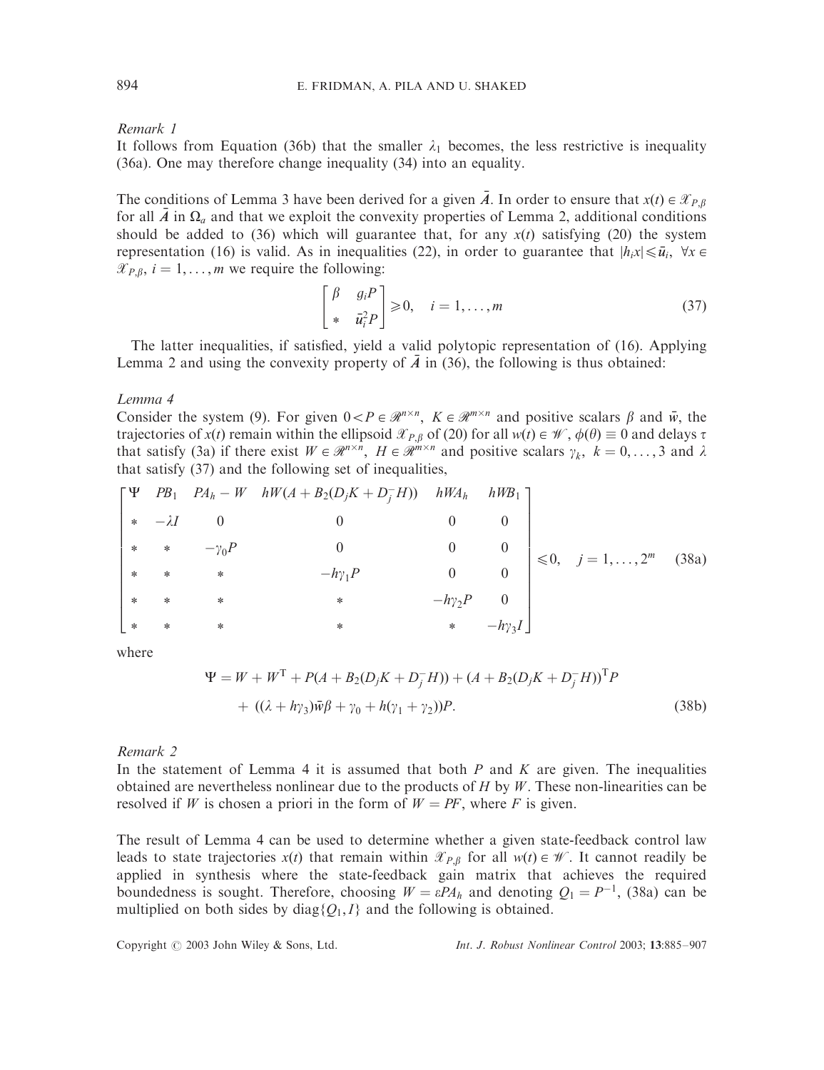*Remark 1*

It follows from Equation (36b) that the smaller $\lambda_1$ becomes, the less restrictive is inequality (36a). One may therefore change inequality (34) into an equality.

The conditions of Lemma 3 have been derived for a given $\bar{A}$. In order to ensure that $x(t) \in \mathcal{X}_{P,\beta}$ for all $\bar{A}$ in $\Omega_a$ and that we exploit the convexity properties of Lemma 2, additional conditions should be added to (36) which will guarantee that, for any $x(t)$ satisfying (20) the system representation (16) is valid. As in inequalities (22), in order to guarantee that $|h_i x| \leqslant \bar{u}_i, \ \forall x \in \mathcal{X}_{P,\beta}, \ i = 1, \ldots, m$ we require the following:

$$\begin{bmatrix} \beta & g_i P \\ * & \bar{u}_i^2 P \end{bmatrix} \geqslant 0, \quad i = 1, \ldots, m \tag{37}$$

The latter inequalities, if satisfied, yield a valid polytopic representation of (16). Applying Lemma 2 and using the convexity property of $\bar{A}$ in (36), the following is thus obtained:

*Lemma 4*

Consider the system (9). For given $0 < P \in \mathcal{R}^{n\times n}$, $K \in \mathcal{R}^{m\times n}$ and positive scalars $\beta$ and $\bar{w}$, the trajectories of $x(t)$ remain within the ellipsoid $\mathcal{X}_{P,\beta}$ of (20) for all $w(t) \in \mathcal{W}$, $\phi(\theta) \equiv 0$ and delays $\tau$ that satisfy (3a) if there exist $W \in \mathcal{R}^{n\times n}$, $H \in \mathcal{R}^{m\times n}$ and positive scalars $\gamma_k, \ k = 0, \ldots, 3$ and $\lambda$ that satisfy (37) and the following set of inequalities,

$$\begin{bmatrix} \Psi & PB_1 & PA_h - W & hW(A + B_2(D_j K + D_j^- H)) & hWA_h & hWB_1 \\ * & -\lambda I & 0 & 0 & 0 & 0 \\ * & * & -\gamma_0 P & 0 & 0 & 0 \\ * & * & * & -h\gamma_1 P & 0 & 0 \\ * & * & * & * & -h\gamma_2 P & 0 \\ * & * & * & * & * & -h\gamma_3 I \end{bmatrix} \leqslant 0, \quad j = 1, \ldots, 2^m \tag{38a}$$

where

$$\begin{aligned} \Psi = {} & W + W^{\mathrm{T}} + P(A + B_2(D_j K + D_j^- H)) + (A + B_2(D_j K + D_j^- H))^{\mathrm{T}} P \\ & + ((\lambda + h\gamma_3)\bar{w}\beta + \gamma_0 + h(\gamma_1 + \gamma_2))P. \end{aligned} \tag{38b}$$

*Remark 2*

In the statement of Lemma 4 it is assumed that both $P$ and $K$ are given. The inequalities obtained are nevertheless nonlinear due to the products of $H$ by $W$. These non-linearities can be resolved if $W$ is chosen a priori in the form of $W = PF$, where $F$ is given.

The result of Lemma 4 can be used to determine whether a given state-feedback control law leads to state trajectories $x(t)$ that remain within $\mathcal{X}_{P,\beta}$ for all $w(t) \in \mathcal{W}$. It cannot readily be applied in synthesis where the state-feedback gain matrix that achieves the required boundedness is sought. Therefore, choosing $W = \varepsilon PA_h$ and denoting $Q_1 = P^{-1}$, (38a) can be multiplied on both sides by $\mathrm{diag}\{Q_1, I\}$ and the following is obtained.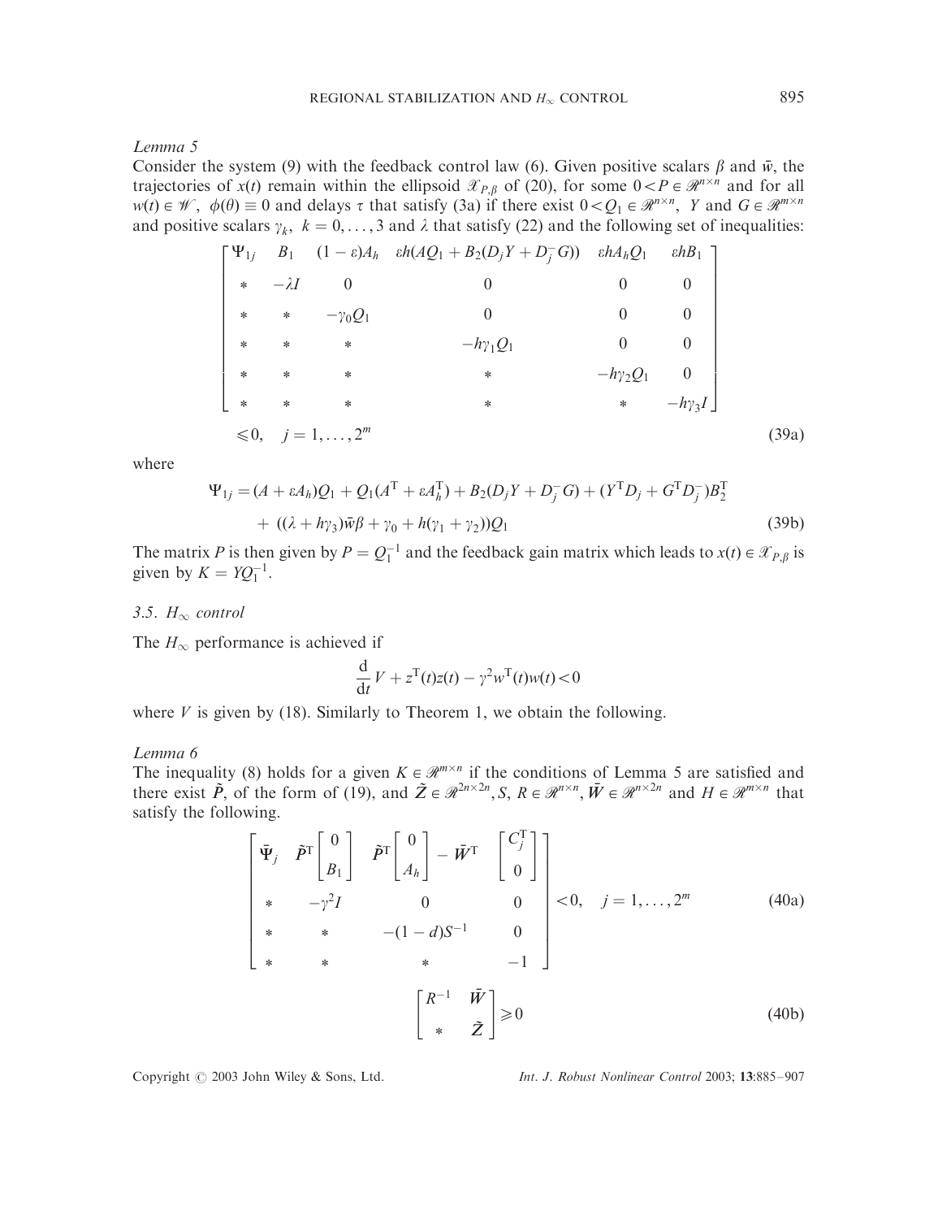*Lemma 5*

Consider the system (9) with the feedback control law (6). Given positive scalars $\beta$ and $\bar{w}$, the trajectories of $x(t)$ remain within the ellipsoid $\mathscr{X}_{P,\beta}$ of (20), for some $0 < P \in \mathscr{R}^{n \times n}$ and for all $w(t) \in \mathscr{W}$, $\phi(\theta) \equiv 0$ and delays $\tau$ that satisfy (3a) if there exist $0 < Q_1 \in \mathscr{R}^{n \times n}$, $Y$ and $G \in \mathscr{R}^{m \times n}$ and positive scalars $\gamma_k$, $k = 0, \ldots, 3$ and $\lambda$ that satisfy (22) and the following set of inequalities:

$$
\begin{bmatrix}
\Psi_{1j} & B_1 & (1-\varepsilon)A_h & \varepsilon h(AQ_1 + B_2(D_jY + D_j^- G)) & \varepsilon h A_h Q_1 & \varepsilon h B_1 \\
* & -\lambda I & 0 & 0 & 0 & 0 \\
* & * & -\gamma_0 Q_1 & 0 & 0 & 0 \\
* & * & * & -h\gamma_1 Q_1 & 0 & 0 \\
* & * & * & * & -h\gamma_2 Q_1 & 0 \\
* & * & * & * & * & -h\gamma_3 I
\end{bmatrix}
\leqslant 0, \quad j = 1, \ldots, 2^m \tag{39a}
$$

where

$$
\begin{aligned}
\Psi_{1j} = {} & (A + \varepsilon A_h)Q_1 + Q_1(A^{\mathrm{T}} + \varepsilon A_h^{\mathrm{T}}) + B_2(D_jY + D_j^- G) + (Y^{\mathrm{T}} D_j + G^{\mathrm{T}} D_j^-)B_2^{\mathrm{T}} \\
& + ((\lambda + h\gamma_3)\bar{w}\beta + \gamma_0 + h(\gamma_1 + \gamma_2))Q_1
\end{aligned} \tag{39b}
$$

The matrix $P$ is then given by $P = Q_1^{-1}$ and the feedback gain matrix which leads to $x(t) \in \mathscr{X}_{P,\beta}$ is given by $K = YQ_1^{-1}$.

### 3.5. $H_\infty$ control

The $H_\infty$ performance is achieved if

$$
\frac{\mathrm{d}}{\mathrm{d}t} V + z^{\mathrm{T}}(t)z(t) - \gamma^2 w^{\mathrm{T}}(t)w(t) < 0
$$

where $V$ is given by (18). Similarly to Theorem 1, we obtain the following.

*Lemma 6*

The inequality (8) holds for a given $K \in \mathscr{R}^{m \times n}$ if the conditions of Lemma 5 are satisfied and there exist $\tilde{P}$, of the form of (19), and $\tilde{Z} \in \mathscr{R}^{2n \times 2n}$, $S$, $R \in \mathscr{R}^{n \times n}$, $\bar{W} \in \mathscr{R}^{n \times 2n}$ and $H \in \mathscr{R}^{m \times n}$ that satisfy the following.

$$
\begin{bmatrix}
\bar{\Psi}_j & \tilde{P}^{\mathrm{T}} \begin{bmatrix} 0 \\ B_1 \end{bmatrix} & \tilde{P}^{\mathrm{T}} \begin{bmatrix} 0 \\ A_h \end{bmatrix} - \bar{W}^{\mathrm{T}} & \begin{bmatrix} C_j^{\mathrm{T}} \\ 0 \end{bmatrix} \\
* & -\gamma^2 I & 0 & 0 \\
* & * & -(1-d)S^{-1} & 0 \\
* & * & * & -1
\end{bmatrix} < 0, \quad j = 1, \ldots, 2^m \tag{40a}
$$

$$
\begin{bmatrix}
R^{-1} & \bar{W} \\
* & \tilde{Z}
\end{bmatrix} \geqslant 0 \tag{40b}
$$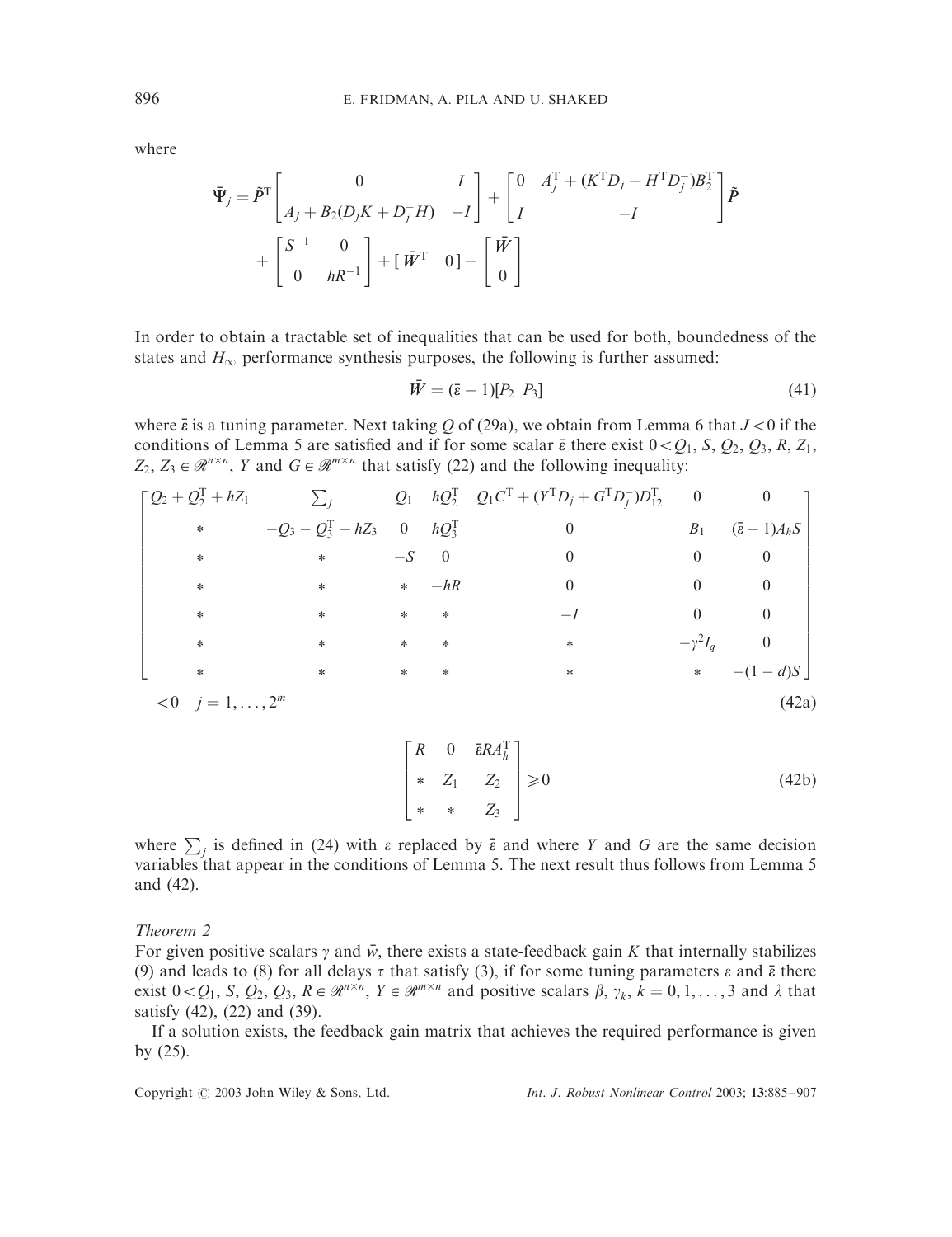where

$$
\bar{\Psi}_j = \tilde{P}^{\mathrm{T}} \begin{bmatrix} 0 & I \\ A_j + B_2(D_j K + D_j^- H) & -I \end{bmatrix} + \begin{bmatrix} 0 & A_j^{\mathrm{T}} + (K^{\mathrm{T}} D_j + H^{\mathrm{T}} D_j^-) B_2^{\mathrm{T}} \\ I & -I \end{bmatrix} \tilde{P}
$$
$$
+ \begin{bmatrix} S^{-1} & 0 \\ 0 & hR^{-1} \end{bmatrix} + [\, \bar{W}^{\mathrm{T}} \quad 0 \,] + \begin{bmatrix} \bar{W} \\ 0 \end{bmatrix}
$$

In order to obtain a tractable set of inequalities that can be used for both, boundedness of the states and $H_\infty$ performance synthesis purposes, the following is further assumed:

$$
\bar{W} = (\bar{\varepsilon} - 1)[P_2 \;\; P_3] \tag{41}
$$

where $\bar{\varepsilon}$ is a tuning parameter. Next taking $Q$ of (29a), we obtain from Lemma 6 that $J < 0$ if the conditions of Lemma 5 are satisfied and if for some scalar $\bar{\varepsilon}$ there exist $0 < Q_1, S, Q_2, Q_3, R, Z_1, Z_2, Z_3 \in \mathscr{R}^{n \times n}$, $Y$ and $G \in \mathscr{R}^{m \times n}$ that satisfy (22) and the following inequality:

$$
\begin{bmatrix}
Q_2 + Q_2^{\mathrm{T}} + hZ_1 & \sum_j & Q_1 & hQ_2^{\mathrm{T}} & Q_1 C^{\mathrm{T}} + (Y^{\mathrm{T}} D_j + G^{\mathrm{T}} D_j^-) D_{12}^{\mathrm{T}} & 0 & 0 \\
* & -Q_3 - Q_3^{\mathrm{T}} + hZ_3 & 0 & hQ_3^{\mathrm{T}} & 0 & B_1 & (\bar{\varepsilon} - 1) A_h S \\
* & * & -S & 0 & 0 & 0 & 0 \\
* & * & * & -hR & 0 & 0 & 0 \\
* & * & * & * & -I & 0 & 0 \\
* & * & * & * & * & -\gamma^2 I_q & 0 \\
* & * & * & * & * & * & -(1-d)S
\end{bmatrix}
< 0 \quad j = 1, \ldots, 2^m \tag{42a}
$$

$$
\begin{bmatrix} R & 0 & \bar{\varepsilon} R A_h^{\mathrm{T}} \\ * & Z_1 & Z_2 \\ * & * & Z_3 \end{bmatrix} \geqslant 0 \tag{42b}
$$

where $\sum_j$ is defined in (24) with $\varepsilon$ replaced by $\bar{\varepsilon}$ and where $Y$ and $G$ are the same decision variables that appear in the conditions of Lemma 5. The next result thus follows from Lemma 5 and (42).

*Theorem 2*

For given positive scalars $\gamma$ and $\bar{w}$, there exists a state-feedback gain $K$ that internally stabilizes (9) and leads to (8) for all delays $\tau$ that satisfy (3), if for some tuning parameters $\varepsilon$ and $\bar{\varepsilon}$ there exist $0 < Q_1, S, Q_2, Q_3, R \in \mathscr{R}^{n \times n}$, $Y \in \mathscr{R}^{m \times n}$ and positive scalars $\beta$, $\gamma_k$, $k = 0, 1, \ldots, 3$ and $\lambda$ that satisfy (42), (22) and (39).

If a solution exists, the feedback gain matrix that achieves the required performance is given by (25).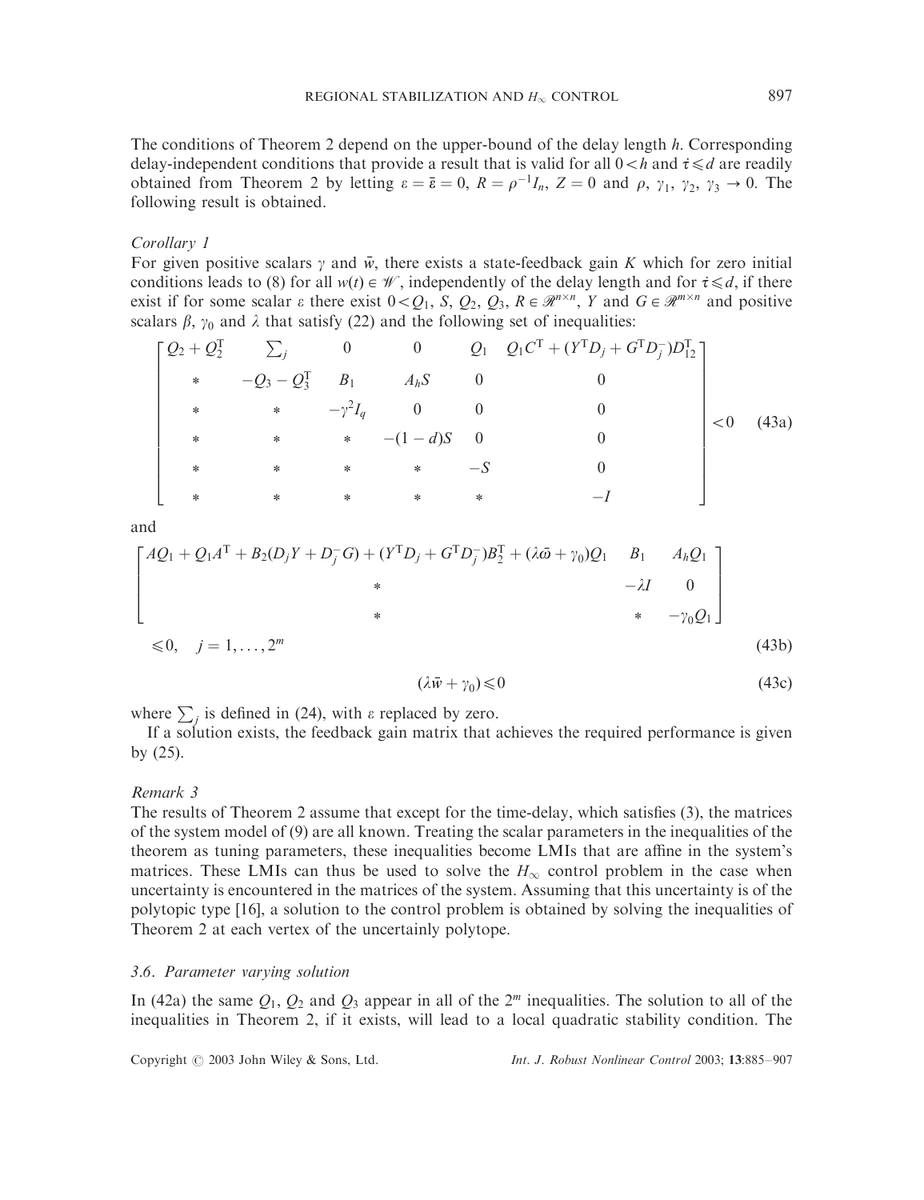The conditions of Theorem 2 depend on the upper-bound of the delay length $h$. Corresponding delay-independent conditions that provide a result that is valid for all $0 < h$ and $\dot{\tau} \leqslant d$ are readily obtained from Theorem 2 by letting $\varepsilon = \bar{\varepsilon} = 0$, $R = \rho^{-1} I_n$, $Z = 0$ and $\rho$, $\gamma_1$, $\gamma_2$, $\gamma_3 \to 0$. The following result is obtained.

*Corollary 1*

For given positive scalars $\gamma$ and $\bar{w}$, there exists a state-feedback gain $K$ which for zero initial conditions leads to (8) for all $w(t) \in \mathscr{W}$, independently of the delay length and for $\dot{\tau} \leqslant d$, if there exist if for some scalar $\varepsilon$ there exist $0 < Q_1$, $S$, $Q_2$, $Q_3$, $R \in \mathscr{R}^{n \times n}$, $Y$ and $G \in \mathscr{R}^{m \times n}$ and positive scalars $\beta$, $\gamma_0$ and $\lambda$ that satisfy (22) and the following set of inequalities:

$$
\begin{bmatrix}
Q_2 + Q_2^{\mathrm{T}} & \sum_j & 0 & 0 & Q_1 & Q_1 C^{\mathrm{T}} + (Y^{\mathrm{T}} D_j + G^{\mathrm{T}} D_j^{-}) D_{12}^{\mathrm{T}} \\
* & -Q_3 - Q_3^{\mathrm{T}} & B_1 & A_h S & 0 & 0 \\
* & * & -\gamma^2 I_q & 0 & 0 & 0 \\
* & * & * & -(1-d) S & 0 & 0 \\
* & * & * & * & -S & 0 \\
* & * & * & * & * & -I
\end{bmatrix} < 0 \tag{43a}
$$

and

$$
\begin{bmatrix}
AQ_1 + Q_1 A^{\mathrm{T}} + B_2 (D_j Y + D_j^{-} G) + (Y^{\mathrm{T}} D_j + G^{\mathrm{T}} D_j^{-}) B_2^{\mathrm{T}} + (\lambda \bar{\omega} + \gamma_0) Q_1 & B_1 & A_h Q_1 \\
* & -\lambda I & 0 \\
* & * & -\gamma_0 Q_1
\end{bmatrix}
\leqslant 0, \quad j = 1, \ldots, 2^m \tag{43b}
$$

$$
(\lambda \bar{w} + \gamma_0) \leqslant 0 \tag{43c}
$$

where $\sum_j$ is defined in (24), with $\varepsilon$ replaced by zero.

If a solution exists, the feedback gain matrix that achieves the required performance is given by (25).

*Remark 3*

The results of Theorem 2 assume that except for the time-delay, which satisfies (3), the matrices of the system model of (9) are all known. Treating the scalar parameters in the inequalities of the theorem as tuning parameters, these inequalities become LMIs that are affine in the system's matrices. These LMIs can thus be used to solve the $H_\infty$ control problem in the case when uncertainty is encountered in the matrices of the system. Assuming that this uncertainty is of the polytopic type [16], a solution to the control problem is obtained by solving the inequalities of Theorem 2 at each vertex of the uncertainly polytope.

### 3.6. Parameter varying solution

In (42a) the same $Q_1$, $Q_2$ and $Q_3$ appear in all of the $2^m$ inequalities. The solution to all of the inequalities in Theorem 2, if it exists, will lead to a local quadratic stability condition. The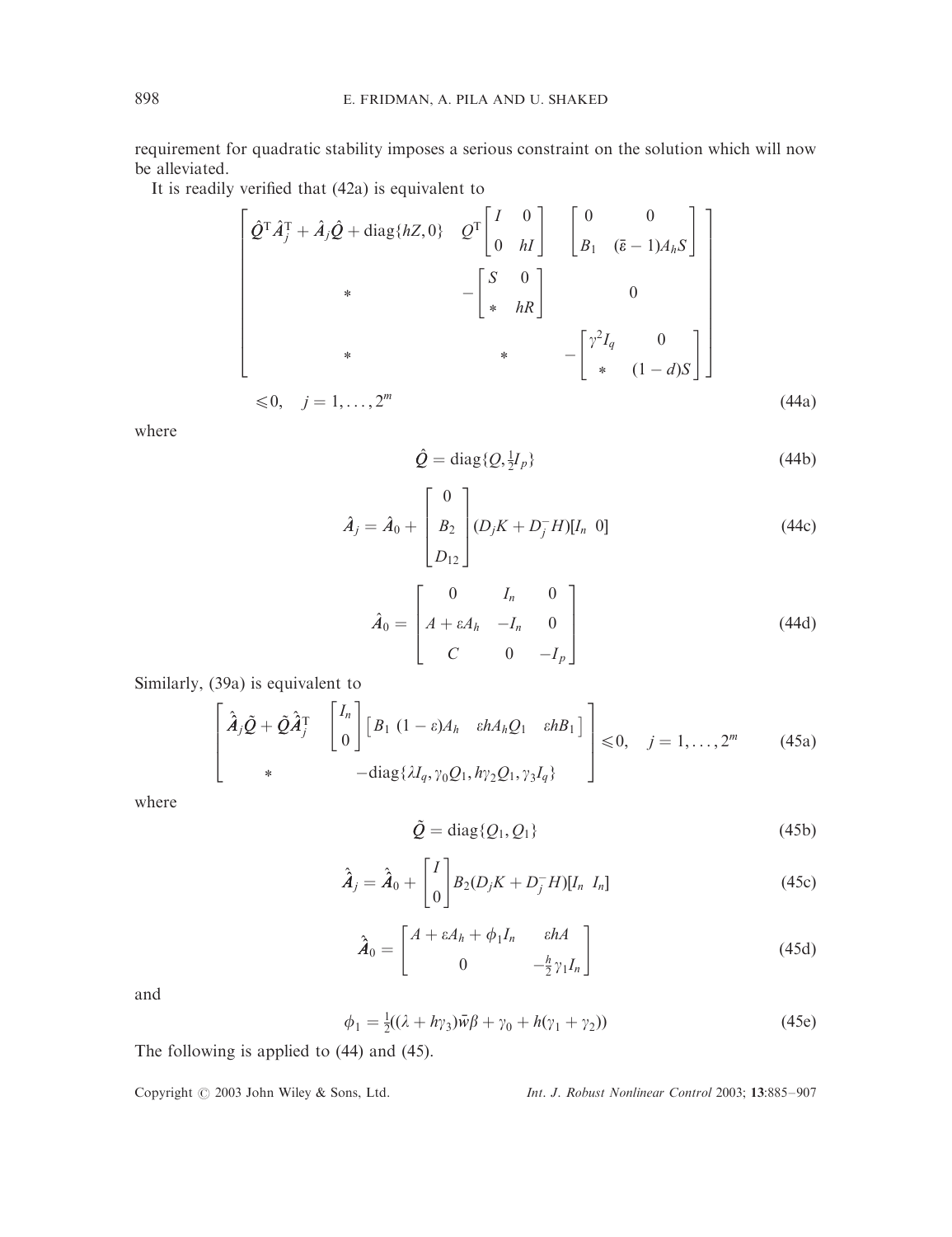requirement for quadratic stability imposes a serious constraint on the solution which will now be alleviated.

It is readily verified that (42a) is equivalent to

$$
\begin{bmatrix}
\hat{Q}^{\mathrm{T}}\hat{A}_j^{\mathrm{T}} + \hat{A}_j\hat{Q} + \mathrm{diag}\{hZ, 0\} & Q^{\mathrm{T}}\begin{bmatrix} I & 0 \\ 0 & hI \end{bmatrix} & \begin{bmatrix} 0 & 0 \\ B_1 & (\bar{\varepsilon}-1)A_h S \end{bmatrix} \\
* & -\begin{bmatrix} S & 0 \\ * & hR \end{bmatrix} & 0 \\
* & * & -\begin{bmatrix} \gamma^2 I_q & 0 \\ * & (1-d)S \end{bmatrix}
\end{bmatrix}
\leqslant 0, \quad j = 1, \ldots, 2^m \tag{44a}
$$

where

$$
\hat{Q} = \mathrm{diag}\{Q, \tfrac{1}{2}I_p\} \tag{44b}
$$

$$
\hat{A}_j = \hat{A}_0 + \begin{bmatrix} 0 \\ B_2 \\ D_{12} \end{bmatrix}(D_j K + D_j^- H)[I_n \;\; 0] \tag{44c}
$$

$$
\hat{A}_0 = \begin{bmatrix} 0 & I_n & 0 \\ A + \varepsilon A_h & -I_n & 0 \\ C & 0 & -I_p \end{bmatrix} \tag{44d}
$$

Similarly, (39a) is equivalent to

$$
\begin{bmatrix}
\hat{\hat{A}}_j\tilde{Q} + \tilde{Q}\hat{\hat{A}}_j^{\mathrm{T}} & \begin{bmatrix} I_n \\ 0 \end{bmatrix}\begin{bmatrix} B_1 & (1-\varepsilon)A_h & \varepsilon h A_h Q_1 & \varepsilon h B_1 \end{bmatrix} \\
* & -\mathrm{diag}\{\lambda I_q, \gamma_0 Q_1, h\gamma_2 Q_1, \gamma_3 I_q\}
\end{bmatrix} \leqslant 0, \quad j = 1, \ldots, 2^m \tag{45a}
$$

where

$$
\tilde{Q} = \mathrm{diag}\{Q_1, Q_1\} \tag{45b}
$$

$$
\hat{\hat{A}}_j = \hat{\hat{A}}_0 + \begin{bmatrix} I \\ 0 \end{bmatrix} B_2 (D_j K + D_j^- H)[I_n \;\; I_n] \tag{45c}
$$

$$
\hat{\hat{A}}_0 = \begin{bmatrix} A + \varepsilon A_h + \phi_1 I_n & \varepsilon h A \\ 0 & -\frac{h}{2}\gamma_1 I_n \end{bmatrix} \tag{45d}
$$

and

$$
\phi_1 = \tfrac{1}{2}((\lambda + h\gamma_3)\bar{w}\beta + \gamma_0 + h(\gamma_1 + \gamma_2)) \tag{45e}
$$

The following is applied to (44) and (45).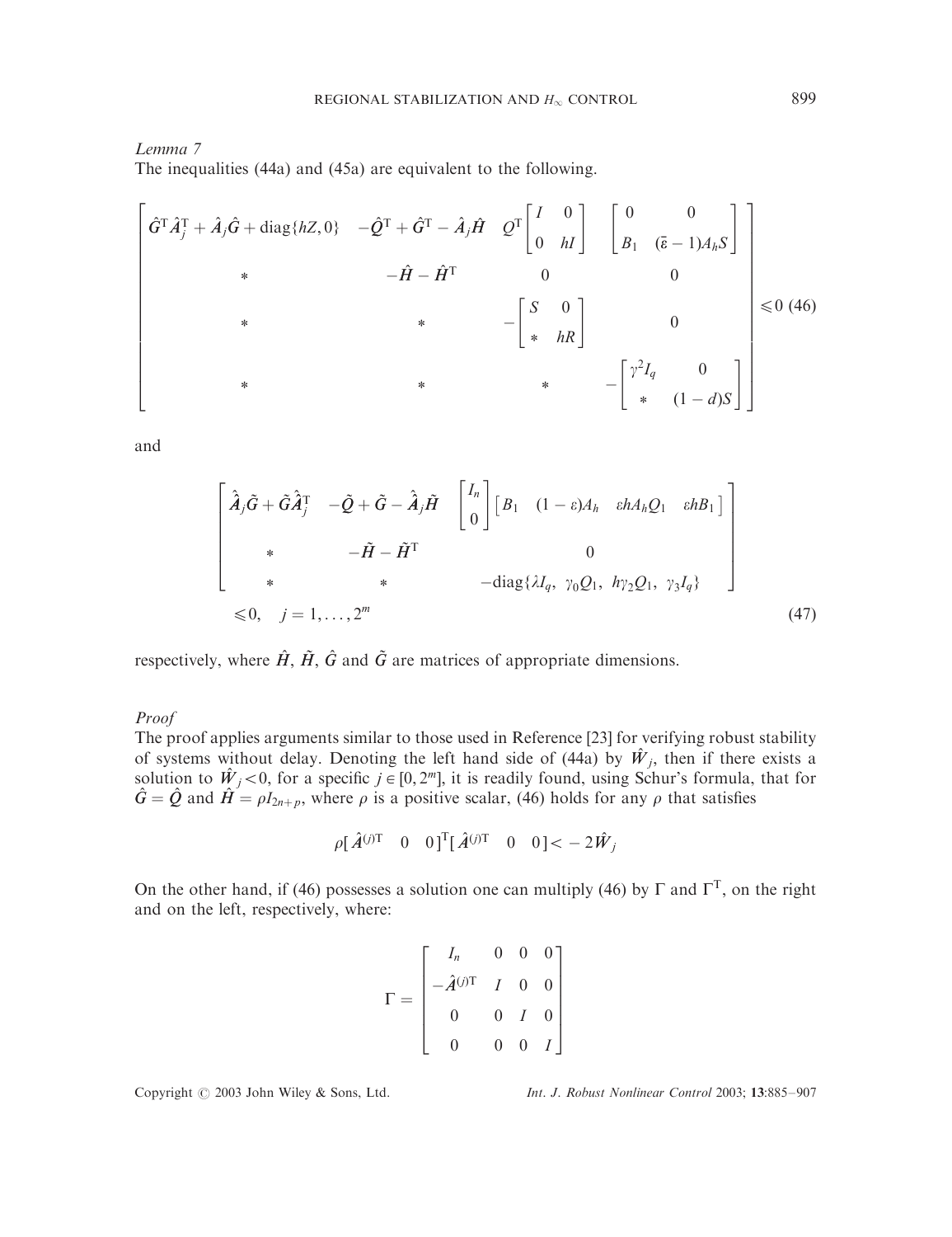*Lemma 7*

The inequalities (44a) and (45a) are equivalent to the following.

$$
\begin{bmatrix}
\hat{G}^{\mathrm{T}}\hat{A}_j^{\mathrm{T}} + \hat{A}_j\hat{G} + \mathrm{diag}\{hZ, 0\} & -\hat{Q}^{\mathrm{T}} + \hat{G}^{\mathrm{T}} - \hat{A}_j\hat{H} & Q^{\mathrm{T}}\begin{bmatrix} I & 0 \\ 0 & hI \end{bmatrix} & \begin{bmatrix} 0 & 0 \\ B_1 & (\bar{\varepsilon}-1)A_h S \end{bmatrix} \\
* & -\hat{H} - \hat{H}^{\mathrm{T}} & 0 & 0 \\
* & * & -\begin{bmatrix} S & 0 \\ * & hR \end{bmatrix} & 0 \\
* & * & * & -\begin{bmatrix} \gamma^2 I_q & 0 \\ * & (1-d)S \end{bmatrix}
\end{bmatrix} \leqslant 0 \quad (46)
$$

and

$$
\begin{bmatrix}
\hat{A}_j\tilde{G} + \tilde{G}\hat{A}_j^{\mathrm{T}} & -\tilde{Q} + \tilde{G} - \hat{A}_j\tilde{H} & \begin{bmatrix} I_n \\ 0 \end{bmatrix}\begin{bmatrix} B_1 & (1-\varepsilon)A_h & \varepsilon h A_h Q_1 & \varepsilon h B_1 \end{bmatrix} \\
* & -\tilde{H} - \tilde{H}^{\mathrm{T}} & 0 \\
* & * & -\mathrm{diag}\{\lambda I_q,\ \gamma_0 Q_1,\ h\gamma_2 Q_1,\ \gamma_3 I_q\}
\end{bmatrix}
\leqslant 0, \quad j = 1, \ldots, 2^m \quad (47)
$$

respectively, where $\hat{H}$, $\tilde{H}$, $\hat{G}$ and $\tilde{G}$ are matrices of appropriate dimensions.

*Proof*

The proof applies arguments similar to those used in Reference [23] for verifying robust stability of systems without delay. Denoting the left hand side of (44a) by $\hat{W}_j$, then if there exists a solution to $\hat{W}_j < 0$, for a specific $j \in [0, 2^m]$, it is readily found, using Schur's formula, that for $\hat{G} = \hat{Q}$ and $\hat{H} = \rho I_{2n+p}$, where $\rho$ is a positive scalar, (46) holds for any $\rho$ that satisfies

$$
\rho[\hat{A}^{(j)\mathrm{T}} \quad 0 \quad 0]^{\mathrm{T}}[\hat{A}^{(j)\mathrm{T}} \quad 0 \quad 0] < -2\hat{W}_j
$$

On the other hand, if (46) possesses a solution one can multiply (46) by $\Gamma$ and $\Gamma^{\mathrm{T}}$, on the right and on the left, respectively, where:

$$
\Gamma = \begin{bmatrix} I_n & 0 & 0 & 0 \\ -\hat{A}^{(j)\mathrm{T}} & I & 0 & 0 \\ 0 & 0 & I & 0 \\ 0 & 0 & 0 & I \end{bmatrix}
$$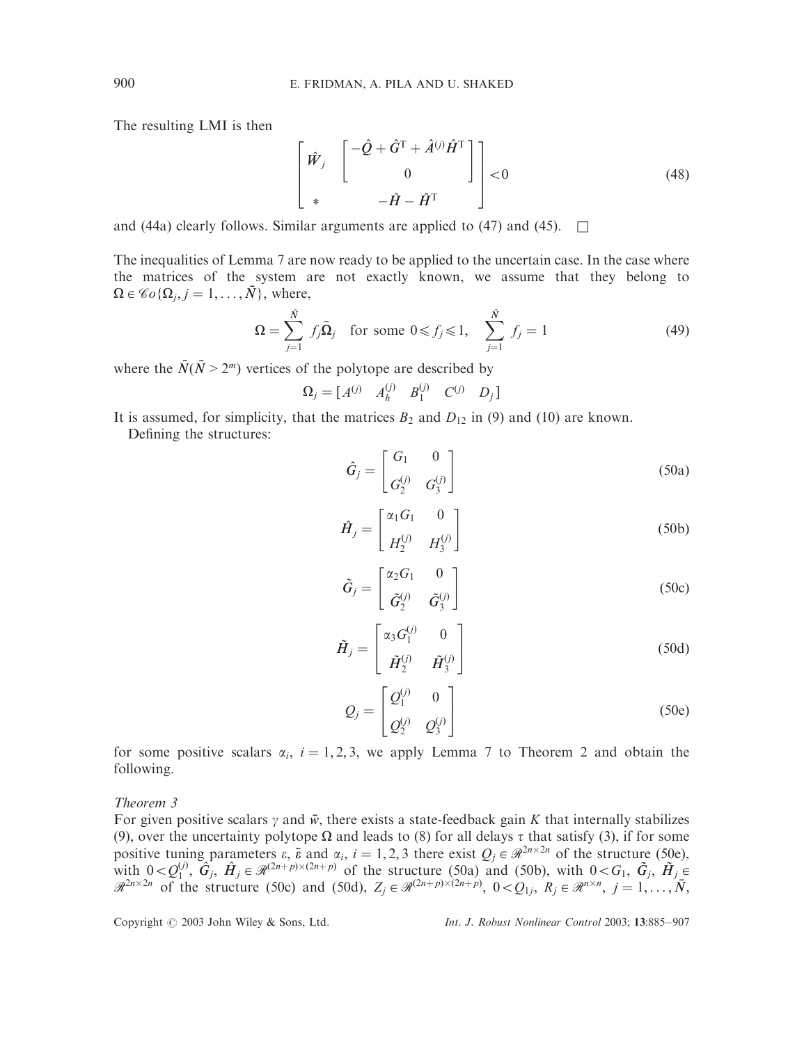The resulting LMI is then

$$
\begin{bmatrix} \hat{W}_j & \begin{bmatrix} -\hat{Q} + \hat{G}^{\mathrm{T}} + \hat{A}^{(j)}\hat{H}^{\mathrm{T}} \\ 0 \end{bmatrix} \\ * & -\hat{H} - \hat{H}^{\mathrm{T}} \end{bmatrix} < 0 \tag{48}
$$

and (44a) clearly follows. Similar arguments are applied to (47) and (45). $\square$

The inequalities of Lemma 7 are now ready to be applied to the uncertain case. In the case where the matrices of the system are not exactly known, we assume that they belong to $\Omega \in \mathcal{C}o\{\Omega_j, j = 1, \ldots, \bar{N}\}$, where,

$$
\Omega = \sum_{j=1}^{\bar{N}} f_j \bar{\Omega}_j \quad \text{for some } 0 \leqslant f_j \leqslant 1, \quad \sum_{j=1}^{\bar{N}} f_j = 1 \tag{49}
$$

where the $\bar{N}(\bar{N} > 2^m)$ vertices of the polytope are described by

$$
\Omega_j = [A^{(j)} \quad A_h^{(j)} \quad B_1^{(j)} \quad C^{(j)} \quad D_j]
$$

It is assumed, for simplicity, that the matrices $B_2$ and $D_{12}$ in (9) and (10) are known.

Defining the structures:

$$
\hat{G}_j = \begin{bmatrix} G_1 & 0 \\ G_2^{(j)} & G_3^{(j)} \end{bmatrix} \tag{50a}
$$

$$
\hat{H}_j = \begin{bmatrix} \alpha_1 G_1 & 0 \\ H_2^{(j)} & H_3^{(j)} \end{bmatrix} \tag{50b}
$$

$$
\tilde{G}_j = \begin{bmatrix} \alpha_2 G_1 & 0 \\ \tilde{G}_2^{(j)} & \tilde{G}_3^{(j)} \end{bmatrix} \tag{50c}
$$

$$
\tilde{H}_j = \begin{bmatrix} \alpha_3 G_1^{(j)} & 0 \\ \tilde{H}_2^{(j)} & \tilde{H}_3^{(j)} \end{bmatrix} \tag{50d}
$$

$$
Q_j = \begin{bmatrix} Q_1^{(j)} & 0 \\ Q_2^{(j)} & Q_3^{(j)} \end{bmatrix} \tag{50e}
$$

for some positive scalars $\alpha_i$, $i = 1, 2, 3$, we apply Lemma 7 to Theorem 2 and obtain the following.

*Theorem 3*

For given positive scalars $\gamma$ and $\bar{w}$, there exists a state-feedback gain $K$ that internally stabilizes (9), over the uncertainty polytope $\Omega$ and leads to (8) for all delays $\tau$ that satisfy (3), if for some positive tuning parameters $\varepsilon$, $\bar{\varepsilon}$ and $\alpha_i$, $i = 1, 2, 3$ there exist $Q_j \in \mathcal{R}^{2n \times 2n}$ of the structure (50e), with $0 < Q_1^{(j)}$, $\hat{G}_j$, $\hat{H}_j \in \mathcal{R}^{(2n+p) \times (2n+p)}$ of the structure (50a) and (50b), with $0 < G_1$, $\tilde{G}_j$, $\tilde{H}_j \in \mathcal{R}^{2n \times 2n}$ of the structure (50c) and (50d), $Z_j \in \mathcal{R}^{(2n+p) \times (2n+p)}$, $0 < Q_{1j}$, $R_j \in \mathcal{R}^{n \times n}$, $j = 1, \ldots, \bar{N}$,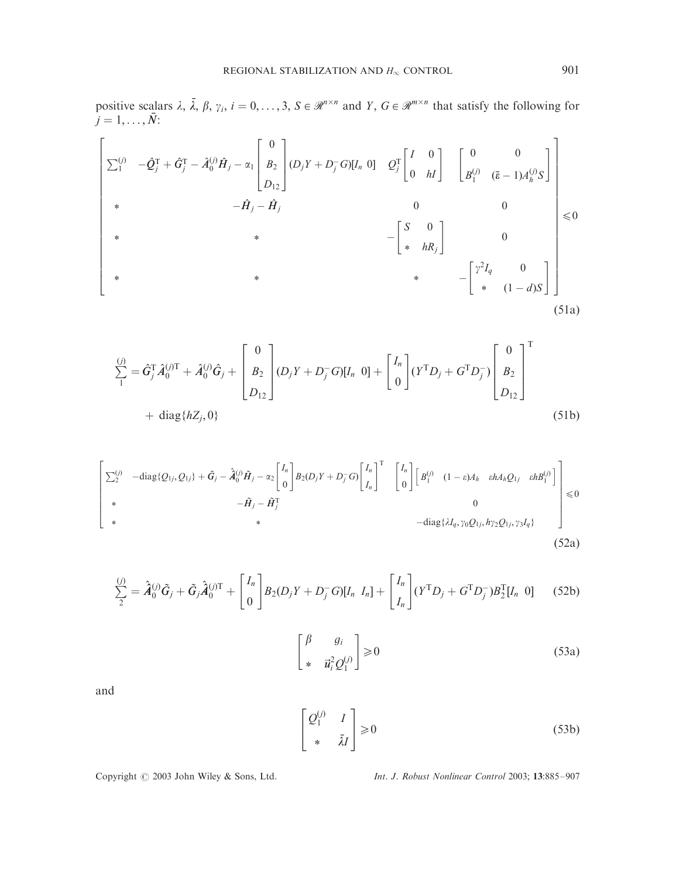positive scalars $\lambda$, $\bar{\lambda}$, $\beta$, $\gamma_i$, $i = 0, \ldots, 3$, $S \in \mathscr{R}^{n\times n}$ and $Y, G \in \mathscr{R}^{m\times n}$ that satisfy the following for $j = 1, \ldots, \bar{N}$:

$$
\begin{bmatrix}
\sum_1^{(j)} & -\hat{\boldsymbol{Q}}_j^{\mathrm{T}} + \hat{\boldsymbol{G}}_j^{\mathrm{T}} - \hat{\boldsymbol{A}}_0^{(j)}\hat{\boldsymbol{H}}_j - \alpha_1 \begin{bmatrix} 0 \\ B_2 \\ D_{12} \end{bmatrix} (D_j Y + D_j^- G)[I_n \;\; 0] & Q_j^{\mathrm{T}} \begin{bmatrix} I & 0 \\ 0 & hI \end{bmatrix} & \begin{bmatrix} 0 & 0 \\ B_1^{(j)} & (\bar{\varepsilon} - 1)A_h^{(j)} S \end{bmatrix} \\
* & -\hat{\boldsymbol{H}}_j - \hat{\boldsymbol{H}}_j & 0 & 0 \\
* & * & -\begin{bmatrix} S & 0 \\ * & hR_j \end{bmatrix} & 0 \\
* & * & * & -\begin{bmatrix} \gamma^2 I_q & 0 \\ * & (1-d)S \end{bmatrix}
\end{bmatrix} \leqslant 0 \tag{51a}
$$

$$
\sum_1^{(j)} = \hat{\boldsymbol{G}}_j^{\mathrm{T}} \hat{\boldsymbol{A}}_0^{(j)\mathrm{T}} + \hat{\boldsymbol{A}}_0^{(j)} \hat{\boldsymbol{G}}_j + \begin{bmatrix} 0 \\ B_2 \\ D_{12} \end{bmatrix} (D_j Y + D_j^- G)[I_n \;\; 0] + \begin{bmatrix} I_n \\ 0 \end{bmatrix} (Y^{\mathrm{T}} D_j + G^{\mathrm{T}} D_j^-) \begin{bmatrix} 0 \\ B_2 \\ D_{12} \end{bmatrix}^{\mathrm{T}} + \operatorname{diag}\{hZ_j, 0\} \tag{51b}
$$

$$
\begin{bmatrix}
\sum_2^{(j)} & -\operatorname{diag}\{Q_{1j}, Q_{1j}\} + \tilde{\boldsymbol{G}}_j - \hat{\boldsymbol{A}}_0^{(j)} \tilde{\boldsymbol{H}}_j - \alpha_2 \begin{bmatrix} I_n \\ 0 \end{bmatrix} B_2 (D_j Y + D_j^- G) \begin{bmatrix} I_n \\ I_n \end{bmatrix}^{\mathrm{T}} & \begin{bmatrix} I_n \\ 0 \end{bmatrix} \begin{bmatrix} B_1^{(j)} & (1-\varepsilon)A_h & \varepsilon h A_h Q_{1j} & \varepsilon h B_1^{(j)} \end{bmatrix} \\
* & -\tilde{\boldsymbol{H}}_j - \tilde{\boldsymbol{H}}_j^{\mathrm{T}} & 0 \\
* & * & -\operatorname{diag}\{\lambda I_q, \gamma_0 Q_{1j}, h\gamma_2 Q_{1j}, \gamma_3 I_q\}
\end{bmatrix} \leqslant 0 \tag{52a}
$$

$$
\sum_2^{(j)} = \hat{\boldsymbol{A}}_0^{(j)} \tilde{\boldsymbol{G}}_j + \tilde{\boldsymbol{G}}_j \hat{\boldsymbol{A}}_0^{(j)\mathrm{T}} + \begin{bmatrix} I_n \\ 0 \end{bmatrix} B_2 (D_j Y + D_j^- G)[I_n \;\; I_n] + \begin{bmatrix} I_n \\ I_n \end{bmatrix} (Y^{\mathrm{T}} D_j + G^{\mathrm{T}} D_j^-) B_2^{\mathrm{T}} [I_n \;\; 0] \tag{52b}
$$

$$
\begin{bmatrix} \beta & g_i \\ * & \bar{u}_i^2 Q_1^{(j)} \end{bmatrix} \geqslant 0 \tag{53a}
$$

and

$$
\begin{bmatrix} Q_1^{(j)} & I \\ * & \bar{\lambda} I \end{bmatrix} \geqslant 0 \tag{53b}
$$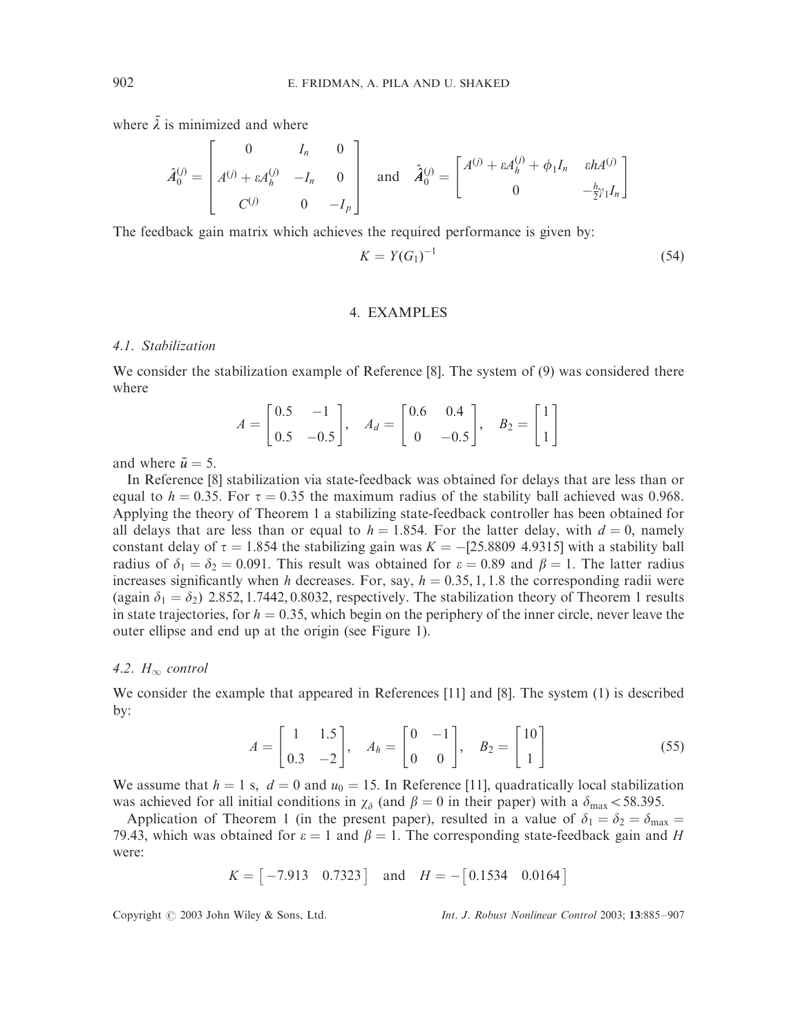where $\bar{\lambda}$ is minimized and where

$$\hat{A}_0^{(j)} = \begin{bmatrix} 0 & I_n & 0 \\ A^{(j)} + \varepsilon A_h^{(j)} & -I_n & 0 \\ C^{(j)} & 0 & -I_p \end{bmatrix} \quad \text{and} \quad \hat{\boldsymbol{A}}_0^{(j)} = \begin{bmatrix} A^{(j)} + \varepsilon A_h^{(j)} + \phi_1 I_n & \varepsilon h A^{(j)} \\ 0 & -\frac{h}{2}\gamma_1 I_n \end{bmatrix}$$

The feedback gain matrix which achieves the required performance is given by:

$$K = Y(G_1)^{-1} \tag{54}$$

## 4. EXAMPLES

### 4.1. Stabilization

We consider the stabilization example of Reference [8]. The system of (9) was considered there where

$$A = \begin{bmatrix} 0.5 & -1 \\ 0.5 & -0.5 \end{bmatrix}, \quad A_d = \begin{bmatrix} 0.6 & 0.4 \\ 0 & -0.5 \end{bmatrix}, \quad B_2 = \begin{bmatrix} 1 \\ 1 \end{bmatrix}$$

and where $\bar{u} = 5$.

In Reference [8] stabilization via state-feedback was obtained for delays that are less than or equal to $h = 0.35$. For $\tau = 0.35$ the maximum radius of the stability ball achieved was 0.968. Applying the theory of Theorem 1 a stabilizing state-feedback controller has been obtained for all delays that are less than or equal to $h = 1.854$. For the latter delay, with $d = 0$, namely constant delay of $\tau = 1.854$ the stabilizing gain was $K = -[25.8809 \;\; 4.9315]$ with a stability ball radius of $\delta_1 = \delta_2 = 0.091$. This result was obtained for $\varepsilon = 0.89$ and $\beta = 1$. The latter radius increases significantly when $h$ decreases. For, say, $h = 0.35, 1, 1.8$ the corresponding radii were (again $\delta_1 = \delta_2$) $2.852, 1.7442, 0.8032$, respectively. The stabilization theory of Theorem 1 results in state trajectories, for $h = 0.35$, which begin on the periphery of the inner circle, never leave the outer ellipse and end up at the origin (see Figure 1).

### 4.2. $H_\infty$ control

We consider the example that appeared in References [11] and [8]. The system (1) is described by:

$$A = \begin{bmatrix} 1 & 1.5 \\ 0.3 & -2 \end{bmatrix}, \quad A_h = \begin{bmatrix} 0 & -1 \\ 0 & 0 \end{bmatrix}, \quad B_2 = \begin{bmatrix} 10 \\ 1 \end{bmatrix} \tag{55}$$

We assume that $h = 1$ s, $d = 0$ and $u_0 = 15$. In Reference [11], quadratically local stabilization was achieved for all initial conditions in $\chi_\delta$ (and $\beta = 0$ in their paper) with a $\delta_{\max} < 58.395$.

Application of Theorem 1 (in the present paper), resulted in a value of $\delta_1 = \delta_2 = \delta_{\max} = 79.43$, which was obtained for $\varepsilon = 1$ and $\beta = 1$. The corresponding state-feedback gain and $H$ were:

$$K = \begin{bmatrix} -7.913 & 0.7323 \end{bmatrix} \quad \text{and} \quad H = -\begin{bmatrix} 0.1534 & 0.0164 \end{bmatrix}$$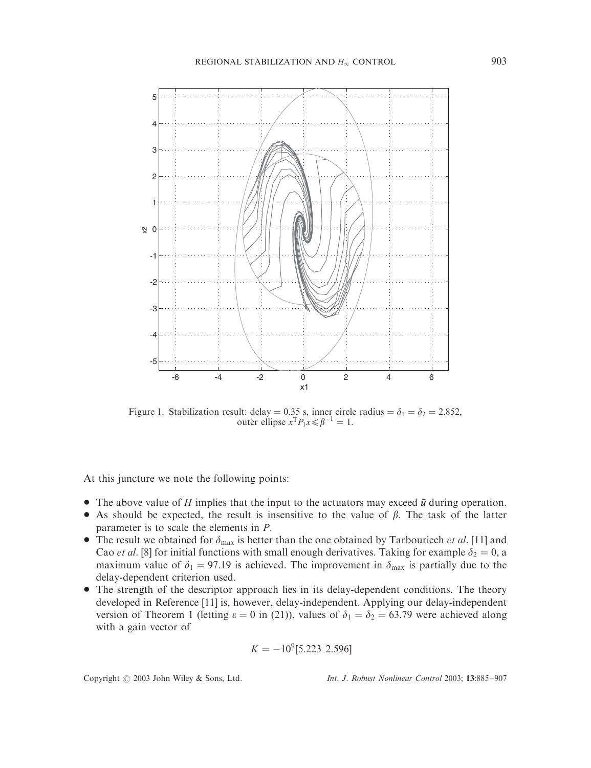Figure 1. Stabilization result: delay = 0.35 s, inner circle radius = $\delta_1 = \delta_2 = 2.852$, outer ellipse $x^T P_1 x \leq \beta^{-1} = 1$.

At this juncture we note the following points:

- The above value of $H$ implies that the input to the actuators may exceed $\bar{u}$ during operation.
- As should be expected, the result is insensitive to the value of $\beta$. The task of the latter parameter is to scale the elements in $P$.
- The result we obtained for $\delta_{max}$ is better than the one obtained by Tarbouriech *et al.* [11] and Cao *et al.* [8] for initial functions with small enough derivatives. Taking for example $\delta_2 = 0$, a maximum value of $\delta_1 = 97.19$ is achieved. The improvement in $\delta_{max}$ is partially due to the delay-dependent criterion used.
- The strength of the descriptor approach lies in its delay-dependent conditions. The theory developed in Reference [11] is, however, delay-independent. Applying our delay-independent version of Theorem 1 (letting $\varepsilon = 0$ in (21)), values of $\delta_1 = \delta_2 = 63.79$ were achieved along with a gain vector of

$$K = -10^9 [5.223 \;\; 2.596]$$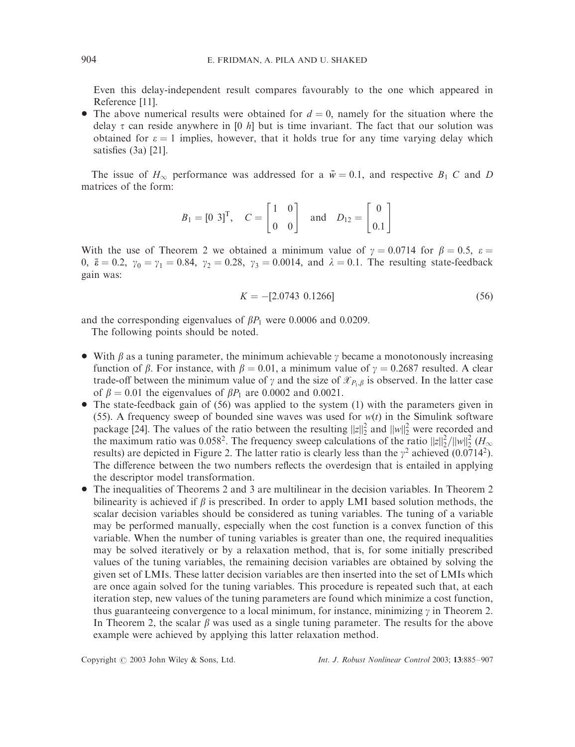Even this delay-independent result compares favourably to the one which appeared in Reference [11].

- The above numerical results were obtained for $d = 0$, namely for the situation where the delay $\tau$ can reside anywhere in $[0\ h]$ but is time invariant. The fact that our solution was obtained for $\varepsilon = 1$ implies, however, that it holds true for any time varying delay which satisfies (3a) [21].

The issue of $H_\infty$ performance was addressed for a $\bar{w} = 0.1$, and respective $B_1$ $C$ and $D$ matrices of the form:

$$B_1 = [0\ \ 3]^{\mathrm{T}}, \quad C = \begin{bmatrix} 1 & 0 \\ 0 & 0 \end{bmatrix} \quad \text{and} \quad D_{12} = \begin{bmatrix} 0 \\ 0.1 \end{bmatrix}$$

With the use of Theorem 2 we obtained a minimum value of $\gamma = 0.0714$ for $\beta = 0.5$, $\varepsilon = 0$, $\bar{\varepsilon} = 0.2$, $\gamma_0 = \gamma_1 = 0.84$, $\gamma_2 = 0.28$, $\gamma_3 = 0.0014$, and $\lambda = 0.1$. The resulting state-feedback gain was:

$$K = -[2.0743\ \ 0.1266] \tag{56}$$

and the corresponding eigenvalues of $\beta P_1$ were 0.0006 and 0.0209.

The following points should be noted.

- With $\beta$ as a tuning parameter, the minimum achievable $\gamma$ became a monotonously increasing function of $\beta$. For instance, with $\beta = 0.01$, a minimum value of $\gamma = 0.2687$ resulted. A clear trade-off between the minimum value of $\gamma$ and the size of $\mathscr{X}_{P_1,\beta}$ is observed. In the latter case of $\beta = 0.01$ the eigenvalues of $\beta P_1$ are 0.0002 and 0.0021.
- The state-feedback gain of (56) was applied to the system (1) with the parameters given in (55). A frequency sweep of bounded sine waves was used for $w(t)$ in the Simulink software package [24]. The values of the ratio between the resulting $\|z\|_2^2$ and $\|w\|_2^2$ were recorded and the maximum ratio was $0.058^2$. The frequency sweep calculations of the ratio $\|z\|_2^2/\|w\|_2^2$ ($H_\infty$ results) are depicted in Figure 2. The latter ratio is clearly less than the $\gamma^2$ achieved ($0.0714^2$). The difference between the two numbers reflects the overdesign that is entailed in applying the descriptor model transformation.
- The inequalities of Theorems 2 and 3 are multilinear in the decision variables. In Theorem 2 bilinearity is achieved if $\beta$ is prescribed. In order to apply LMI based solution methods, the scalar decision variables should be considered as tuning variables. The tuning of a variable may be performed manually, especially when the cost function is a convex function of this variable. When the number of tuning variables is greater than one, the required inequalities may be solved iteratively or by a relaxation method, that is, for some initially prescribed values of the tuning variables, the remaining decision variables are obtained by solving the given set of LMIs. These latter decision variables are then inserted into the set of LMIs which are once again solved for the tuning variables. This procedure is repeated such that, at each iteration step, new values of the tuning parameters are found which minimize a cost function, thus guaranteeing convergence to a local minimum, for instance, minimizing $\gamma$ in Theorem 2. In Theorem 2, the scalar $\beta$ was used as a single tuning parameter. The results for the above example were achieved by applying this latter relaxation method.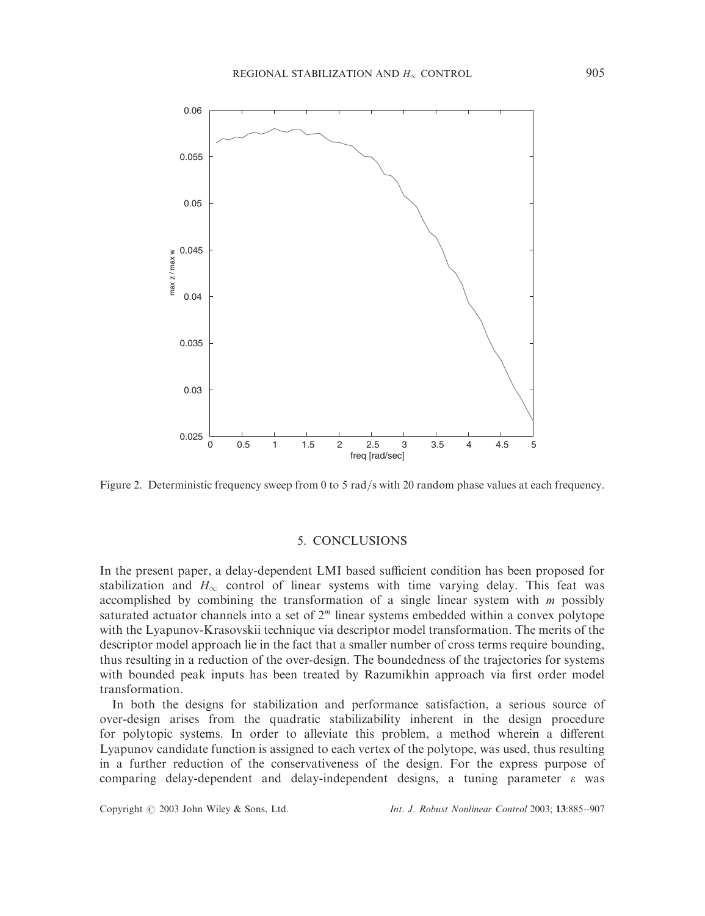Figure 2. Deterministic frequency sweep from 0 to 5 rad/s with 20 random phase values at each frequency.

## 5. CONCLUSIONS

In the present paper, a delay-dependent LMI based sufficient condition has been proposed for stabilization and $H_\infty$ control of linear systems with time varying delay. This feat was accomplished by combining the transformation of a single linear system with $m$ possibly saturated actuator channels into a set of $2^m$ linear systems embedded within a convex polytope with the Lyapunov-Krasovskii technique via descriptor model transformation. The merits of the descriptor model approach lie in the fact that a smaller number of cross terms require bounding, thus resulting in a reduction of the over-design. The boundedness of the trajectories for systems with bounded peak inputs has been treated by Razumikhin approach via first order model transformation.

In both the designs for stabilization and performance satisfaction, a serious source of over-design arises from the quadratic stabilizability inherent in the design procedure for polytopic systems. In order to alleviate this problem, a method wherein a different Lyapunov candidate function is assigned to each vertex of the polytope, was used, thus resulting in a further reduction of the conservativeness of the design. For the express purpose of comparing delay-dependent and delay-independent designs, a tuning parameter $\varepsilon$ was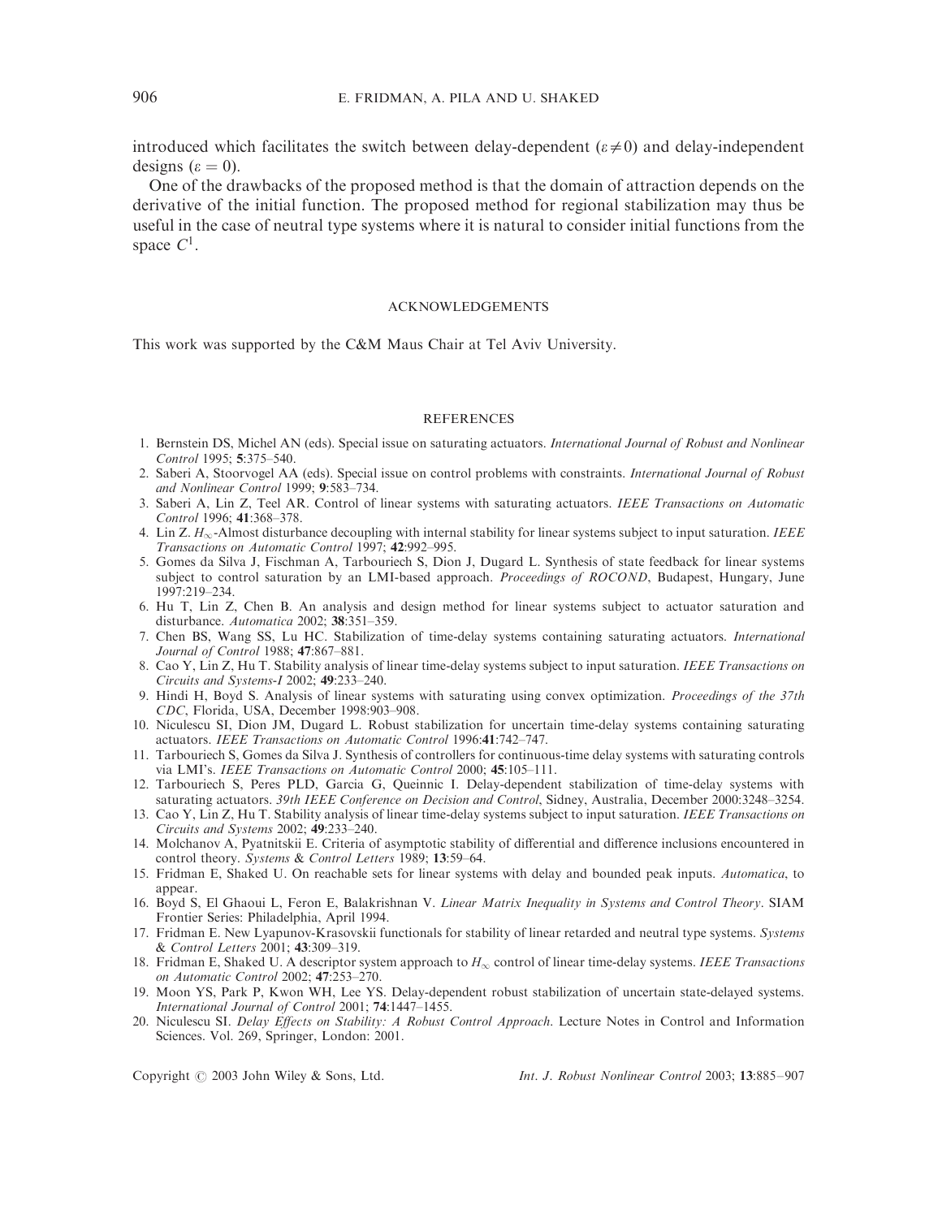introduced which facilitates the switch between delay-dependent ($\varepsilon \neq 0$) and delay-independent designs ($\varepsilon = 0$).

One of the drawbacks of the proposed method is that the domain of attraction depends on the derivative of the initial function. The proposed method for regional stabilization may thus be useful in the case of neutral type systems where it is natural to consider initial functions from the space $C^1$.

## ACKNOWLEDGEMENTS

This work was supported by the C&M Maus Chair at Tel Aviv University.

## REFERENCES

1. Bernstein DS, Michel AN (eds). Special issue on saturating actuators. *International Journal of Robust and Nonlinear Control* 1995; **5**:375–540.
2. Saberi A, Stoorvogel AA (eds). Special issue on control problems with constraints. *International Journal of Robust and Nonlinear Control* 1999; **9**:583–734.
3. Saberi A, Lin Z, Teel AR. Control of linear systems with saturating actuators. *IEEE Transactions on Automatic Control* 1996; **41**:368–378.
4. Lin Z. $H_\infty$-Almost disturbance decoupling with internal stability for linear systems subject to input saturation. *IEEE Transactions on Automatic Control* 1997; **42**:992–995.
5. Gomes da Silva J, Fischman A, Tarbouriech S, Dion J, Dugard L. Synthesis of state feedback for linear systems subject to control saturation by an LMI-based approach. *Proceedings of ROCOND*, Budapest, Hungary, June 1997:219–234.
6. Hu T, Lin Z, Chen B. An analysis and design method for linear systems subject to actuator saturation and disturbance. *Automatica* 2002; **38**:351–359.
7. Chen BS, Wang SS, Lu HC. Stabilization of time-delay systems containing saturating actuators. *International Journal of Control* 1988; **47**:867–881.
8. Cao Y, Lin Z, Hu T. Stability analysis of linear time-delay systems subject to input saturation. *IEEE Transactions on Circuits and Systems-I* 2002; **49**:233–240.
9. Hindi H, Boyd S. Analysis of linear systems with saturating using convex optimization. *Proceedings of the 37th CDC*, Florida, USA, December 1998:903–908.
10. Niculescu SI, Dion JM, Dugard L. Robust stabilization for uncertain time-delay systems containing saturating actuators. *IEEE Transactions on Automatic Control* 1996:**41**:742–747.
11. Tarbouriech S, Gomes da Silva J. Synthesis of controllers for continuous-time delay systems with saturating controls via LMI's. *IEEE Transactions on Automatic Control* 2000; **45**:105–111.
12. Tarbouriech S, Peres PLD, Garcia G, Queinnic I. Delay-dependent stabilization of time-delay systems with saturating actuators. *39th IEEE Conference on Decision and Control*, Sidney, Australia, December 2000:3248–3254.
13. Cao Y, Lin Z, Hu T. Stability analysis of linear time-delay systems subject to input saturation. *IEEE Transactions on Circuits and Systems* 2002; **49**:233–240.
14. Molchanov A, Pyatnitskii E. Criteria of asymptotic stability of differential and difference inclusions encountered in control theory. *Systems & Control Letters* 1989; **13**:59–64.
15. Fridman E, Shaked U. On reachable sets for linear systems with delay and bounded peak inputs. *Automatica*, to appear.
16. Boyd S, El Ghaoui L, Feron E, Balakrishnan V. *Linear Matrix Inequality in Systems and Control Theory*. SIAM Frontier Series: Philadelphia, April 1994.
17. Fridman E. New Lyapunov-Krasovskii functionals for stability of linear retarded and neutral type systems. *Systems & Control Letters* 2001; **43**:309–319.
18. Fridman E, Shaked U. A descriptor system approach to $H_\infty$ control of linear time-delay systems. *IEEE Transactions on Automatic Control* 2002; **47**:253–270.
19. Moon YS, Park P, Kwon WH, Lee YS. Delay-dependent robust stabilization of uncertain state-delayed systems. *International Journal of Control* 2001; **74**:1447–1455.
20. Niculescu SI. *Delay Effects on Stability: A Robust Control Approach*. Lecture Notes in Control and Information Sciences. Vol. 269, Springer, London: 2001.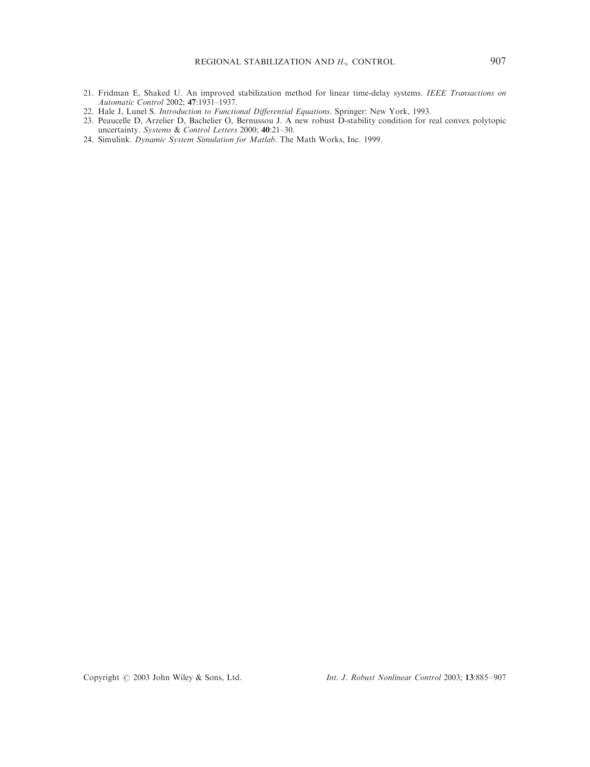21. Fridman E, Shaked U. An improved stabilization method for linear time-delay systems. *IEEE Transactions on Automatic Control* 2002; **47**:1931–1937.
22. Hale J, Lunel S. *Introduction to Functional Differential Equations*. Springer: New York, 1993.
23. Peaucelle D, Arzelier D, Bachelier O, Bernussou J. A new robust D-stability condition for real convex polytopic uncertainty. *Systems & Control Letters* 2000; **40**:21–30.
24. Simulink. *Dynamic System Simulation for Matlab*. The Math Works, Inc. 1999.